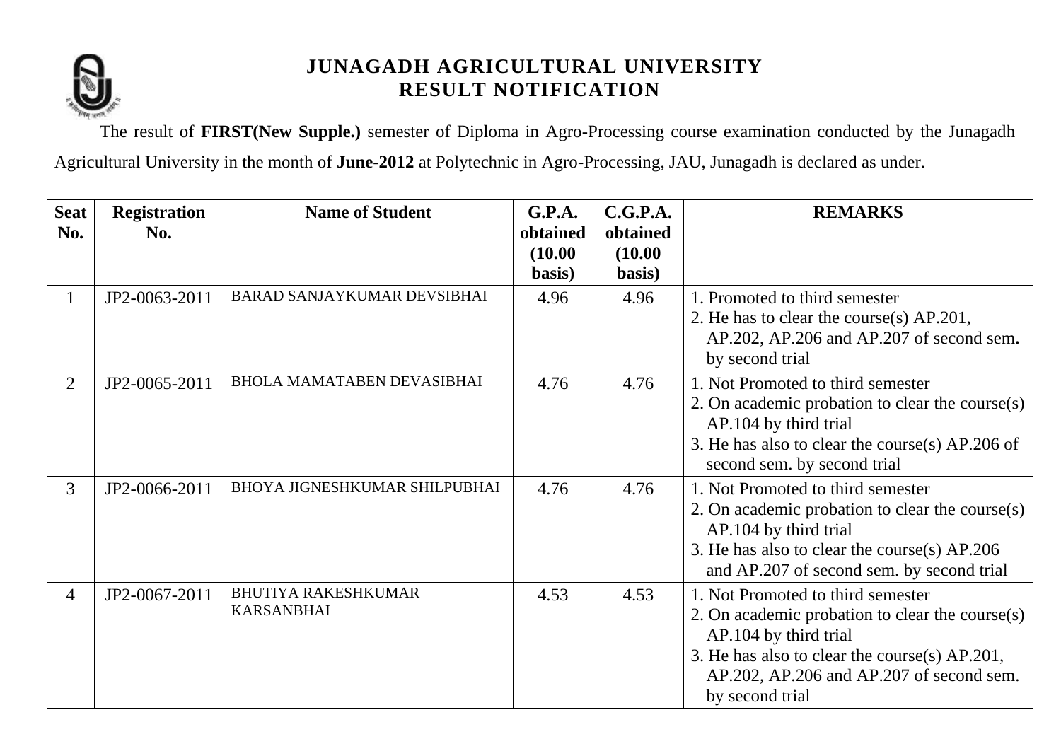# JUNAGADH AGRICULTURAL UNIVERSITY
## RESULT NOTIFICATION

The result of **FIRST(New Supple.)** semester of Diploma in Agro-Processing course examination conducted by the Junagadh Agricultural University in the month of **June-2012** at Polytechnic in Agro-Processing, JAU, Junagadh is declared as under.

| Seat No. | Registration No. | Name of Student | G.P.A. obtained (10.00 basis) | C.G.P.A. obtained (10.00 basis) | REMARKS |
|---|---|---|---|---|---|
| 1 | JP2-0063-2011 | BARAD SANJAYKUMAR DEVSIBHAI | 4.96 | 4.96 | 1. Promoted to third semester<br>2. He has to clear the course(s) AP.201, AP.202, AP.206 and AP.207 of second sem. by second trial |
| 2 | JP2-0065-2011 | BHOLA MAMATABEN DEVASIBHAI | 4.76 | 4.76 | 1. Not Promoted to third semester<br>2. On academic probation to clear the course(s) AP.104 by third trial<br>3. He has also to clear the course(s) AP.206 of second sem. by second trial |
| 3 | JP2-0066-2011 | BHOYA JIGNESHKUMAR SHILPUBHAI | 4.76 | 4.76 | 1. Not Promoted to third semester<br>2. On academic probation to clear the course(s) AP.104 by third trial<br>3. He has also to clear the course(s) AP.206 and AP.207 of second sem. by second trial |
| 4 | JP2-0067-2011 | BHUTIYA RAKESHKUMAR KARSANBHAI | 4.53 | 4.53 | 1. Not Promoted to third semester<br>2. On academic probation to clear the course(s) AP.104 by third trial<br>3. He has also to clear the course(s) AP.201, AP.202, AP.206 and AP.207 of second sem. by second trial |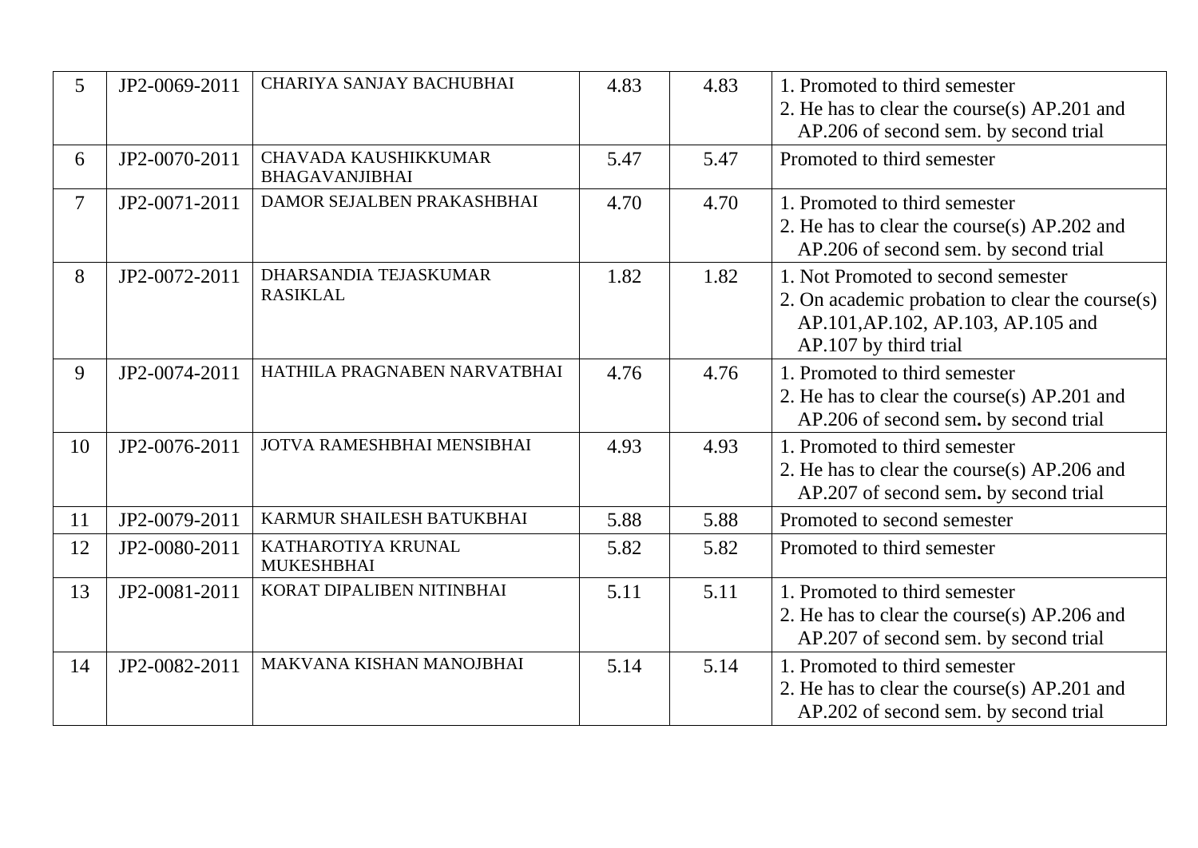| 5 | JP2-0069-2011 | CHARIYA SANJAY BACHUBHAI | 4.83 | 4.83 | 1. Promoted to third semester<br>2. He has to clear the course(s) AP.201 and AP.206 of second sem. by second trial |
|---|---|---|---|---|---|
| 6 | JP2-0070-2011 | CHAVADA KAUSHIKKUMAR BHAGAVANJIBHAI | 5.47 | 5.47 | Promoted to third semester |
| 7 | JP2-0071-2011 | DAMOR SEJALBEN PRAKASHBHAI | 4.70 | 4.70 | 1. Promoted to third semester<br>2. He has to clear the course(s) AP.202 and AP.206 of second sem. by second trial |
| 8 | JP2-0072-2011 | DHARSANDIA TEJASKUMAR RASIKLAL | 1.82 | 1.82 | 1. Not Promoted to second semester<br>2. On academic probation to clear the course(s) AP.101,AP.102, AP.103, AP.105 and AP.107 by third trial |
| 9 | JP2-0074-2011 | HATHILA PRAGNABEN NARVATBHAI | 4.76 | 4.76 | 1. Promoted to third semester<br>2. He has to clear the course(s) AP.201 and AP.206 of second sem. by second trial |
| 10 | JP2-0076-2011 | JOTVA RAMESHBHAI MENSIBHAI | 4.93 | 4.93 | 1. Promoted to third semester<br>2. He has to clear the course(s) AP.206 and AP.207 of second sem. by second trial |
| 11 | JP2-0079-2011 | KARMUR SHAILESH BATUKBHAI | 5.88 | 5.88 | Promoted to second semester |
| 12 | JP2-0080-2011 | KATHAROTIYA KRUNAL MUKESHBHAI | 5.82 | 5.82 | Promoted to third semester |
| 13 | JP2-0081-2011 | KORAT DIPALIBEN NITINBHAI | 5.11 | 5.11 | 1. Promoted to third semester<br>2. He has to clear the course(s) AP.206 and AP.207 of second sem. by second trial |
| 14 | JP2-0082-2011 | MAKVANA KISHAN MANOJBHAI | 5.14 | 5.14 | 1. Promoted to third semester<br>2. He has to clear the course(s) AP.201 and AP.202 of second sem. by second trial |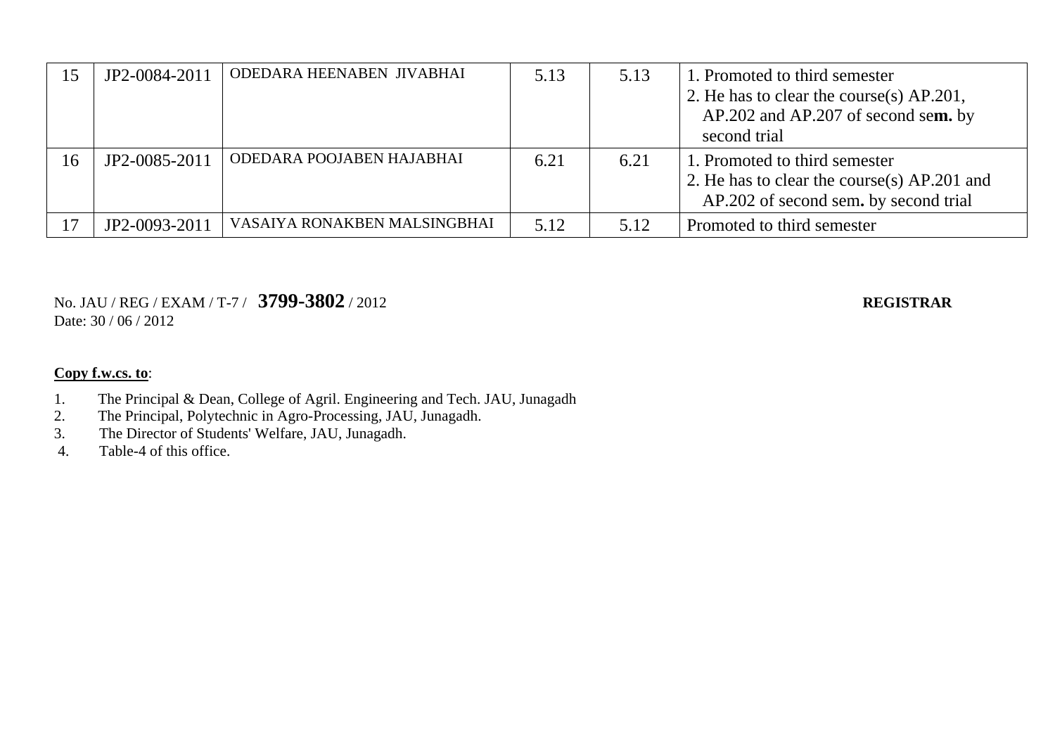| | | | | | |
|---|---|---|---|---|---|
| 15 | JP2-0084-2011 | ODEDARA HEENABEN JIVABHAI | 5.13 | 5.13 | 1. Promoted to third semester<br>2. He has to clear the course(s) AP.201, AP.202 and AP.207 of second se**m.** by second trial |
| 16 | JP2-0085-2011 | ODEDARA POOJABEN HAJABHAI | 6.21 | 6.21 | 1. Promoted to third semester<br>2. He has to clear the course(s) AP.201 and AP.202 of second sem**.** by second trial |
| 17 | JP2-0093-2011 | VASAIYA RONAKBEN MALSINGBHAI | 5.12 | 5.12 | Promoted to third semester |

No. JAU / REG / EXAM / T-7 / **3799-3802** / 2012

Date: 30 / 06 / 2012

**REGISTRAR**

**Copy f.w.cs. to**:

1. The Principal & Dean, College of Agril. Engineering and Tech. JAU, Junagadh
2. The Principal, Polytechnic in Agro-Processing, JAU, Junagadh.
3. The Director of Students' Welfare, JAU, Junagadh.
4. Table-4 of this office.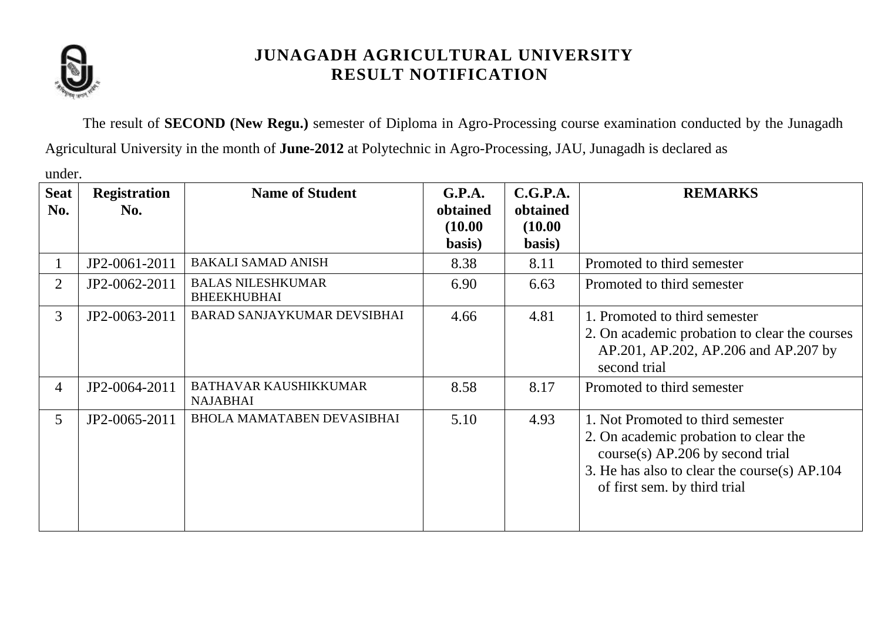# JUNAGADH AGRICULTURAL UNIVERSITY
## RESULT NOTIFICATION

The result of **SECOND (New Regu.)** semester of Diploma in Agro-Processing course examination conducted by the Junagadh Agricultural University in the month of **June-2012** at Polytechnic in Agro-Processing, JAU, Junagadh is declared as under.

| Seat No. | Registration No. | Name of Student | G.P.A. obtained (10.00 basis) | C.G.P.A. obtained (10.00 basis) | REMARKS |
|---|---|---|---|---|---|
| 1 | JP2-0061-2011 | BAKALI SAMAD ANISH | 8.38 | 8.11 | Promoted to third semester |
| 2 | JP2-0062-2011 | BALAS NILESHKUMAR BHEEKHUBHAI | 6.90 | 6.63 | Promoted to third semester |
| 3 | JP2-0063-2011 | BARAD SANJAYKUMAR DEVSIBHAI | 4.66 | 4.81 | 1. Promoted to third semester<br>2. On academic probation to clear the courses AP.201, AP.202, AP.206 and AP.207 by second trial |
| 4 | JP2-0064-2011 | BATHAVAR KAUSHIKKUMAR NAJABHAI | 8.58 | 8.17 | Promoted to third semester |
| 5 | JP2-0065-2011 | BHOLA MAMATABEN DEVASIBHAI | 5.10 | 4.93 | 1. Not Promoted to third semester<br>2. On academic probation to clear the course(s) AP.206 by second trial<br>3. He has also to clear the course(s) AP.104 of first sem. by third trial |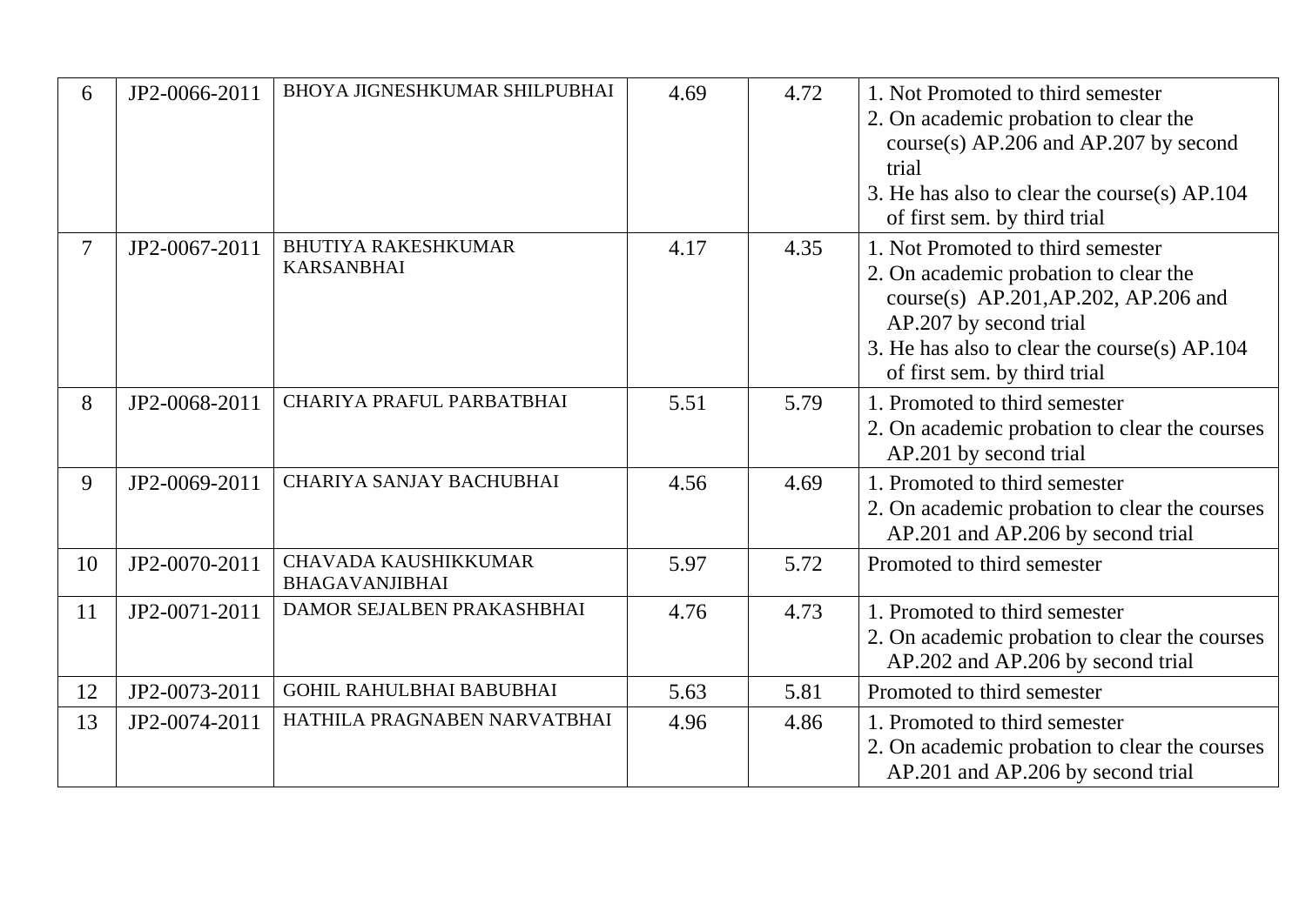| 6 | JP2-0066-2011 | BHOYA JIGNESHKUMAR SHILPUBHAI | 4.69 | 4.72 | 1. Not Promoted to third semester<br>2. On academic probation to clear the course(s) AP.206 and AP.207 by second trial<br>3. He has also to clear the course(s) AP.104 of first sem. by third trial |
|---|---|---|---|---|---|
| 7 | JP2-0067-2011 | BHUTIYA RAKESHKUMAR KARSANBHAI | 4.17 | 4.35 | 1. Not Promoted to third semester<br>2. On academic probation to clear the course(s) AP.201,AP.202, AP.206 and AP.207 by second trial<br>3. He has also to clear the course(s) AP.104 of first sem. by third trial |
| 8 | JP2-0068-2011 | CHARIYA PRAFUL PARBATBHAI | 5.51 | 5.79 | 1. Promoted to third semester<br>2. On academic probation to clear the courses AP.201 by second trial |
| 9 | JP2-0069-2011 | CHARIYA SANJAY BACHUBHAI | 4.56 | 4.69 | 1. Promoted to third semester<br>2. On academic probation to clear the courses AP.201 and AP.206 by second trial |
| 10 | JP2-0070-2011 | CHAVADA KAUSHIKKUMAR BHAGAVANJIBHAI | 5.97 | 5.72 | Promoted to third semester |
| 11 | JP2-0071-2011 | DAMOR SEJALBEN PRAKASHBHAI | 4.76 | 4.73 | 1. Promoted to third semester<br>2. On academic probation to clear the courses AP.202 and AP.206 by second trial |
| 12 | JP2-0073-2011 | GOHIL RAHULBHAI BABUBHAI | 5.63 | 5.81 | Promoted to third semester |
| 13 | JP2-0074-2011 | HATHILA PRAGNABEN NARVATBHAI | 4.96 | 4.86 | 1. Promoted to third semester<br>2. On academic probation to clear the courses AP.201 and AP.206 by second trial |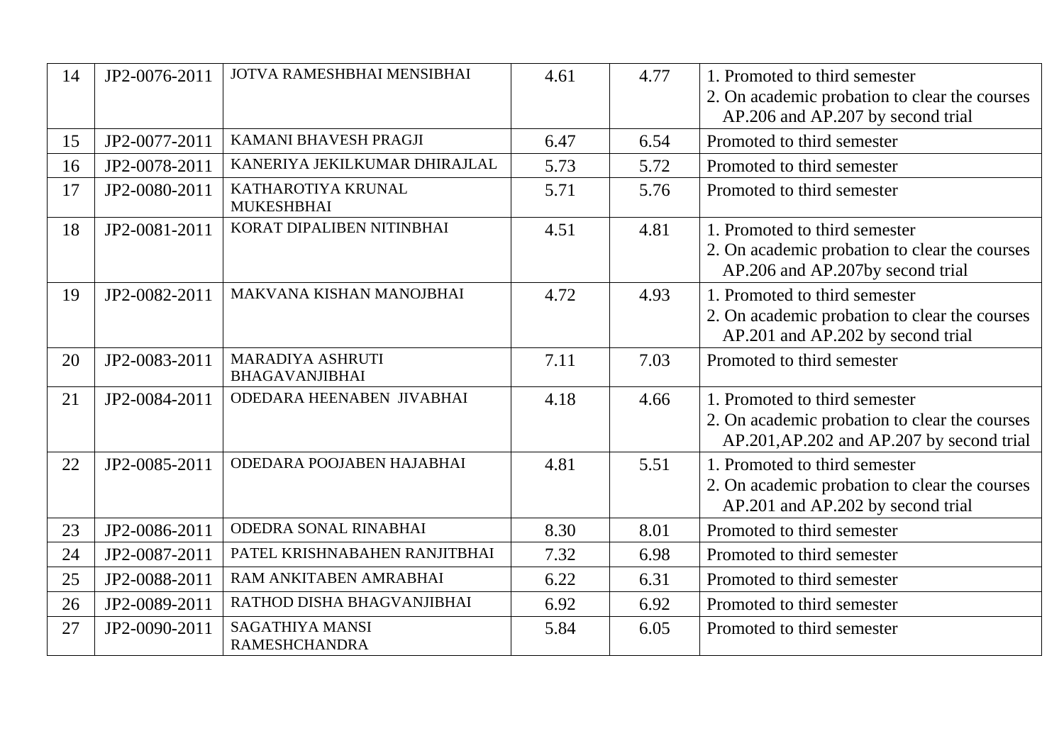| 14 | JP2-0076-2011 | JOTVA RAMESHBHAI MENSIBHAI | 4.61 | 4.77 | 1. Promoted to third semester<br>2. On academic probation to clear the courses AP.206 and AP.207 by second trial |
|---|---|---|---|---|---|
| 15 | JP2-0077-2011 | KAMANI BHAVESH PRAGJI | 6.47 | 6.54 | Promoted to third semester |
| 16 | JP2-0078-2011 | KANERIYA JEKILKUMAR DHIRAJLAL | 5.73 | 5.72 | Promoted to third semester |
| 17 | JP2-0080-2011 | KATHAROTIYA KRUNAL MUKESHBHAI | 5.71 | 5.76 | Promoted to third semester |
| 18 | JP2-0081-2011 | KORAT DIPALIBEN NITINBHAI | 4.51 | 4.81 | 1. Promoted to third semester<br>2. On academic probation to clear the courses AP.206 and AP.207by second trial |
| 19 | JP2-0082-2011 | MAKVANA KISHAN MANOJBHAI | 4.72 | 4.93 | 1. Promoted to third semester<br>2. On academic probation to clear the courses AP.201 and AP.202 by second trial |
| 20 | JP2-0083-2011 | MARADIYA ASHRUTI BHAGAVANJIBHAI | 7.11 | 7.03 | Promoted to third semester |
| 21 | JP2-0084-2011 | ODEDARA HEENABEN JIVABHAI | 4.18 | 4.66 | 1. Promoted to third semester<br>2. On academic probation to clear the courses AP.201,AP.202 and AP.207 by second trial |
| 22 | JP2-0085-2011 | ODEDARA POOJABEN HAJABHAI | 4.81 | 5.51 | 1. Promoted to third semester<br>2. On academic probation to clear the courses AP.201 and AP.202 by second trial |
| 23 | JP2-0086-2011 | ODEDRA SONAL RINABHAI | 8.30 | 8.01 | Promoted to third semester |
| 24 | JP2-0087-2011 | PATEL KRISHNABAHEN RANJITBHAI | 7.32 | 6.98 | Promoted to third semester |
| 25 | JP2-0088-2011 | RAM ANKITABEN AMRABHAI | 6.22 | 6.31 | Promoted to third semester |
| 26 | JP2-0089-2011 | RATHOD DISHA BHAGVANJIBHAI | 6.92 | 6.92 | Promoted to third semester |
| 27 | JP2-0090-2011 | SAGATHIYA MANSI RAMESHCHANDRA | 5.84 | 6.05 | Promoted to third semester |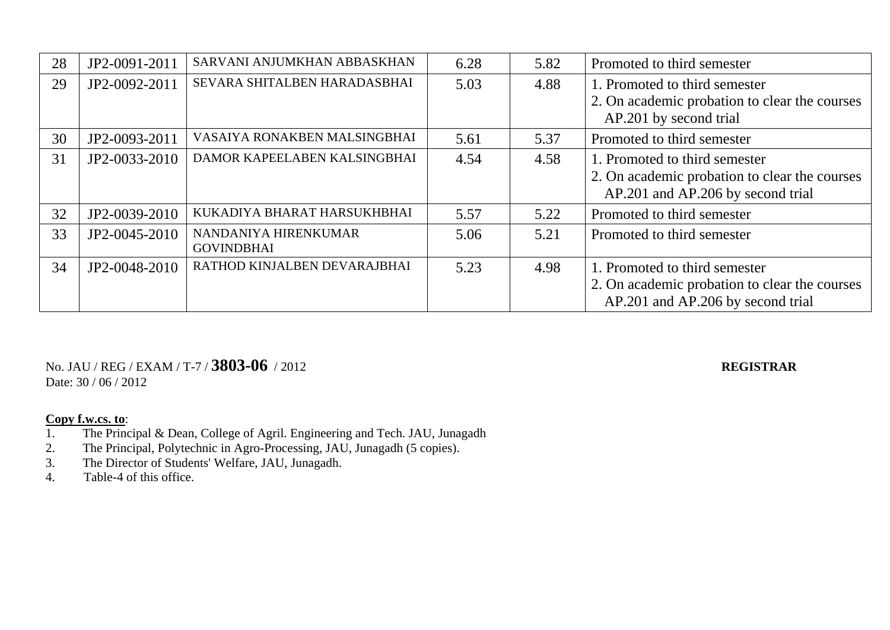| 28 | JP2-0091-2011 | SARVANI ANJUMKHAN ABBASKHAN | 6.28 | 5.82 | Promoted to third semester |
|---|---|---|---|---|---|
| 29 | JP2-0092-2011 | SEVARA SHITALBEN HARADASBHAI | 5.03 | 4.88 | 1. Promoted to third semester<br>2. On academic probation to clear the courses AP.201 by second trial |
| 30 | JP2-0093-2011 | VASAIYA RONAKBEN MALSINGBHAI | 5.61 | 5.37 | Promoted to third semester |
| 31 | JP2-0033-2010 | DAMOR KAPEELABEN KALSINGBHAI | 4.54 | 4.58 | 1. Promoted to third semester<br>2. On academic probation to clear the courses AP.201 and AP.206 by second trial |
| 32 | JP2-0039-2010 | KUKADIYA BHARAT HARSUKHBHAI | 5.57 | 5.22 | Promoted to third semester |
| 33 | JP2-0045-2010 | NANDANIYA HIRENKUMAR GOVINDBHAI | 5.06 | 5.21 | Promoted to third semester |
| 34 | JP2-0048-2010 | RATHOD KINJALBEN DEVARAJBHAI | 5.23 | 4.98 | 1. Promoted to third semester<br>2. On academic probation to clear the courses AP.201 and AP.206 by second trial |

No. JAU / REG / EXAM / T-7 / **3803-06** / 2012 **REGISTRAR**
Date: 30 / 06 / 2012

**Copy f.w.cs. to**:
1. The Principal & Dean, College of Agril. Engineering and Tech. JAU, Junagadh
2. The Principal, Polytechnic in Agro-Processing, JAU, Junagadh (5 copies).
3. The Director of Students' Welfare, JAU, Junagadh.
4. Table-4 of this office.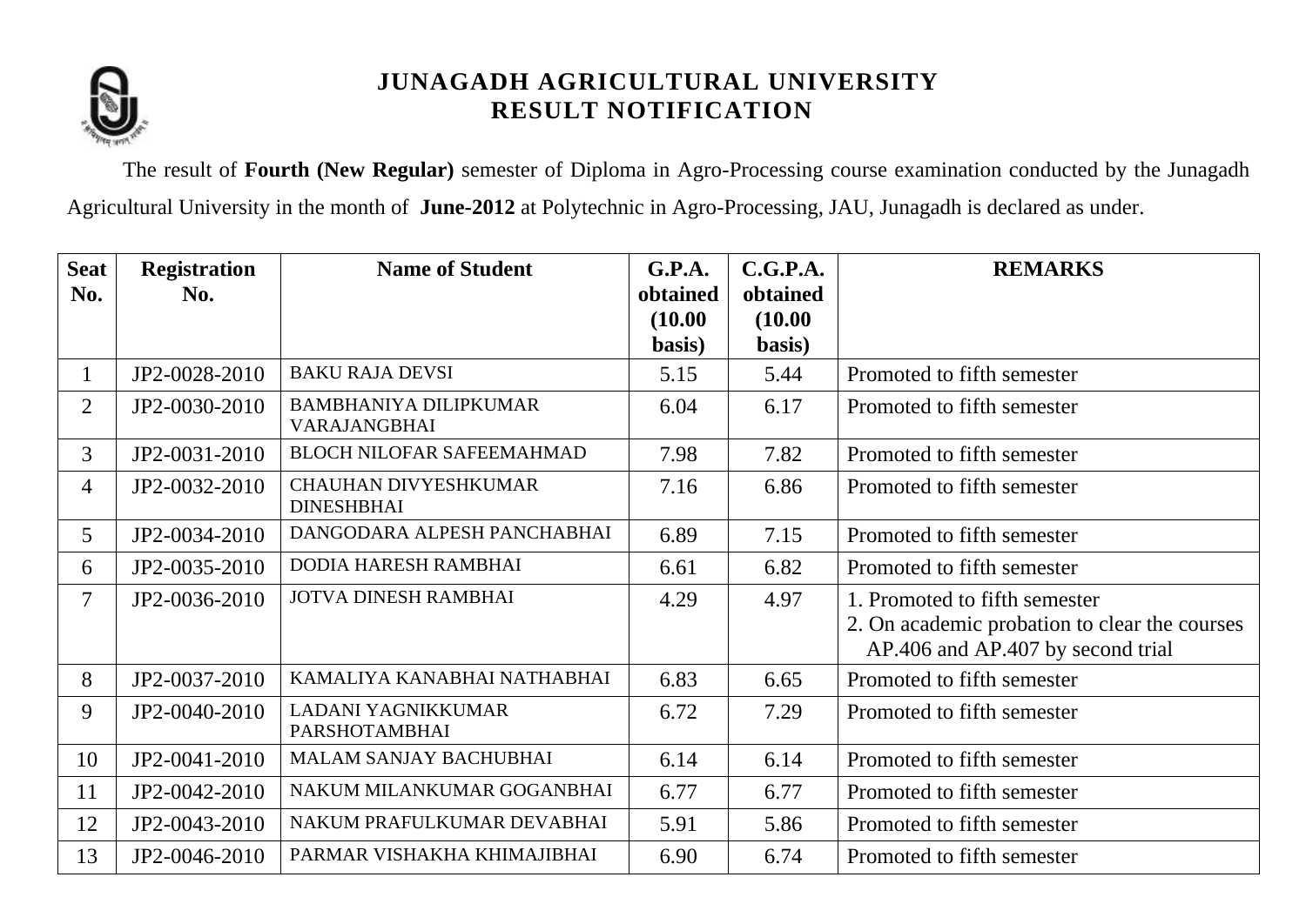# JUNAGADH AGRICULTURAL UNIVERSITY
## RESULT NOTIFICATION

The result of **Fourth (New Regular)** semester of Diploma in Agro-Processing course examination conducted by the Junagadh Agricultural University in the month of **June-2012** at Polytechnic in Agro-Processing, JAU, Junagadh is declared as under.

| Seat No. | Registration No. | Name of Student | G.P.A. obtained (10.00 basis) | C.G.P.A. obtained (10.00 basis) | REMARKS |
|---|---|---|---|---|---|
| 1 | JP2-0028-2010 | BAKU RAJA DEVSI | 5.15 | 5.44 | Promoted to fifth semester |
| 2 | JP2-0030-2010 | BAMBHANIYA DILIPKUMAR VARAJANGBHAI | 6.04 | 6.17 | Promoted to fifth semester |
| 3 | JP2-0031-2010 | BLOCH NILOFAR SAFEEMAHMAD | 7.98 | 7.82 | Promoted to fifth semester |
| 4 | JP2-0032-2010 | CHAUHAN DIVYESHKUMAR DINESHBHAI | 7.16 | 6.86 | Promoted to fifth semester |
| 5 | JP2-0034-2010 | DANGODARA ALPESH PANCHABHAI | 6.89 | 7.15 | Promoted to fifth semester |
| 6 | JP2-0035-2010 | DODIA HARESH RAMBHAI | 6.61 | 6.82 | Promoted to fifth semester |
| 7 | JP2-0036-2010 | JOTVA DINESH RAMBHAI | 4.29 | 4.97 | 1. Promoted to fifth semester<br>2. On academic probation to clear the courses AP.406 and AP.407 by second trial |
| 8 | JP2-0037-2010 | KAMALIYA KANABHAI NATHABHAI | 6.83 | 6.65 | Promoted to fifth semester |
| 9 | JP2-0040-2010 | LADANI YAGNIKKUMAR PARSHOTAMBHAI | 6.72 | 7.29 | Promoted to fifth semester |
| 10 | JP2-0041-2010 | MALAM SANJAY BACHUBHAI | 6.14 | 6.14 | Promoted to fifth semester |
| 11 | JP2-0042-2010 | NAKUM MILANKUMAR GOGANBHAI | 6.77 | 6.77 | Promoted to fifth semester |
| 12 | JP2-0043-2010 | NAKUM PRAFULKUMAR DEVABHAI | 5.91 | 5.86 | Promoted to fifth semester |
| 13 | JP2-0046-2010 | PARMAR VISHAKHA KHIMAJIBHAI | 6.90 | 6.74 | Promoted to fifth semester |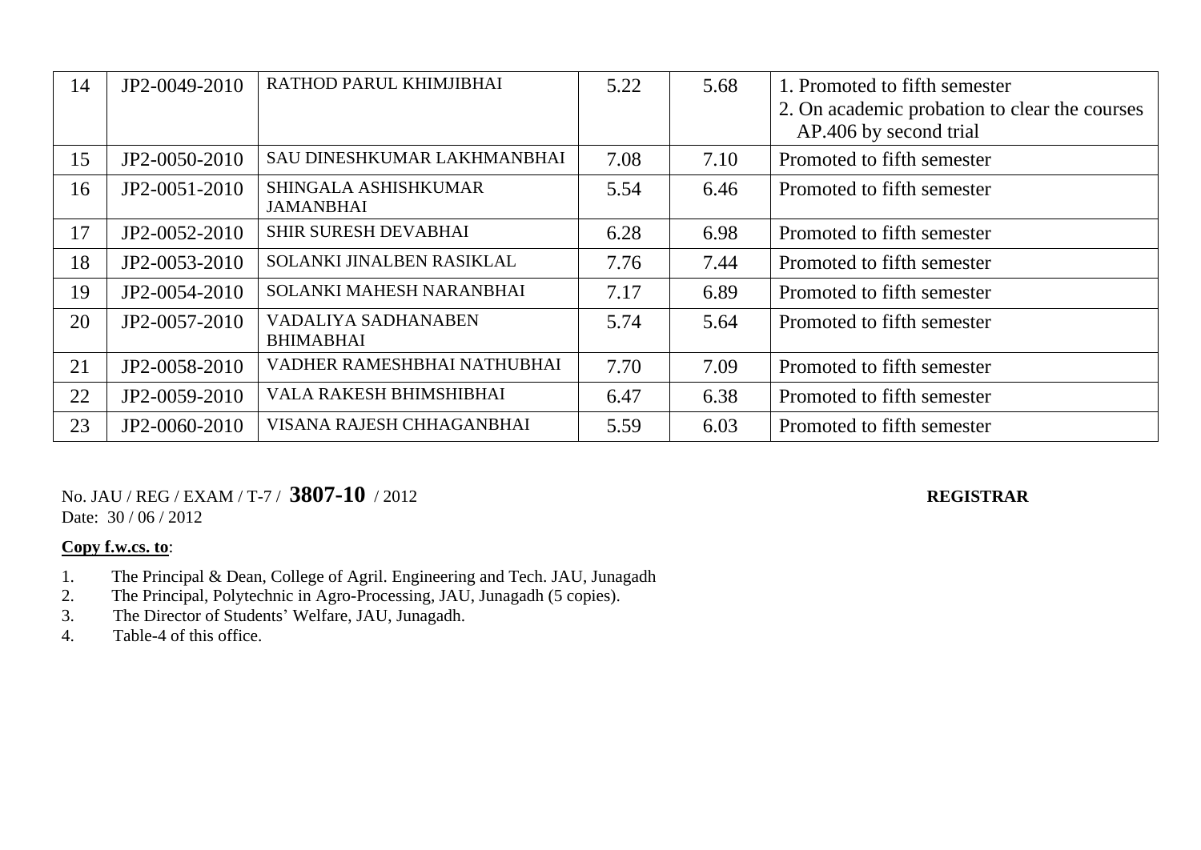| | | | | | |
|---|---|---|---|---|---|
| 14 | JP2-0049-2010 | RATHOD PARUL KHIMJIBHAI | 5.22 | 5.68 | 1. Promoted to fifth semester<br>2. On academic probation to clear the courses AP.406 by second trial |
| 15 | JP2-0050-2010 | SAU DINESHKUMAR LAKHMANBHAI | 7.08 | 7.10 | Promoted to fifth semester |
| 16 | JP2-0051-2010 | SHINGALA ASHISHKUMAR JAMANBHAI | 5.54 | 6.46 | Promoted to fifth semester |
| 17 | JP2-0052-2010 | SHIR SURESH DEVABHAI | 6.28 | 6.98 | Promoted to fifth semester |
| 18 | JP2-0053-2010 | SOLANKI JINALBEN RASIKLAL | 7.76 | 7.44 | Promoted to fifth semester |
| 19 | JP2-0054-2010 | SOLANKI MAHESH NARANBHAI | 7.17 | 6.89 | Promoted to fifth semester |
| 20 | JP2-0057-2010 | VADALIYA SADHANABEN BHIMABHAI | 5.74 | 5.64 | Promoted to fifth semester |
| 21 | JP2-0058-2010 | VADHER RAMESHBHAI NATHUBHAI | 7.70 | 7.09 | Promoted to fifth semester |
| 22 | JP2-0059-2010 | VALA RAKESH BHIMSHIBHAI | 6.47 | 6.38 | Promoted to fifth semester |
| 23 | JP2-0060-2010 | VISANA RAJESH CHHAGANBHAI | 5.59 | 6.03 | Promoted to fifth semester |

No. JAU / REG / EXAM / T-7 / **3807-10** / 2012 **REGISTRAR**
Date: 30 / 06 / 2012

**Copy f.w.cs. to**:

1. The Principal & Dean, College of Agril. Engineering and Tech. JAU, Junagadh
2. The Principal, Polytechnic in Agro-Processing, JAU, Junagadh (5 copies).
3. The Director of Students' Welfare, JAU, Junagadh.
4. Table-4 of this office.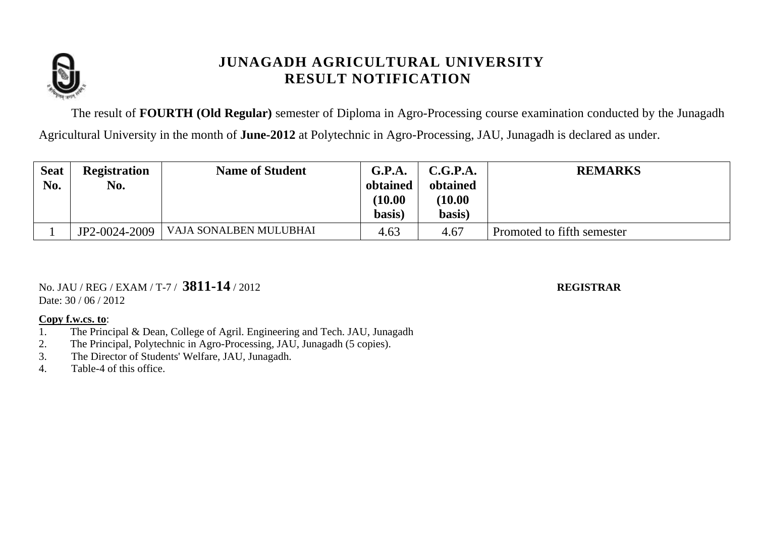# JUNAGADH AGRICULTURAL UNIVERSITY
## RESULT NOTIFICATION

The result of **FOURTH (Old Regular)** semester of Diploma in Agro-Processing course examination conducted by the Junagadh Agricultural University in the month of **June-2012** at Polytechnic in Agro-Processing, JAU, Junagadh is declared as under.

| Seat No. | Registration No. | Name of Student | G.P.A. obtained (10.00 basis) | C.G.P.A. obtained (10.00 basis) | REMARKS |
|---|---|---|---|---|---|
| 1 | JP2-0024-2009 | VAJA SONALBEN MULUBHAI | 4.63 | 4.67 | Promoted to fifth semester |

No. JAU / REG / EXAM / T-7 / **3811-14** / 2012

Date: 30 / 06 / 2012

**REGISTRAR**

**Copy f.w.cs. to**:

1. The Principal & Dean, College of Agril. Engineering and Tech. JAU, Junagadh
2. The Principal, Polytechnic in Agro-Processing, JAU, Junagadh (5 copies).
3. The Director of Students' Welfare, JAU, Junagadh.
4. Table-4 of this office.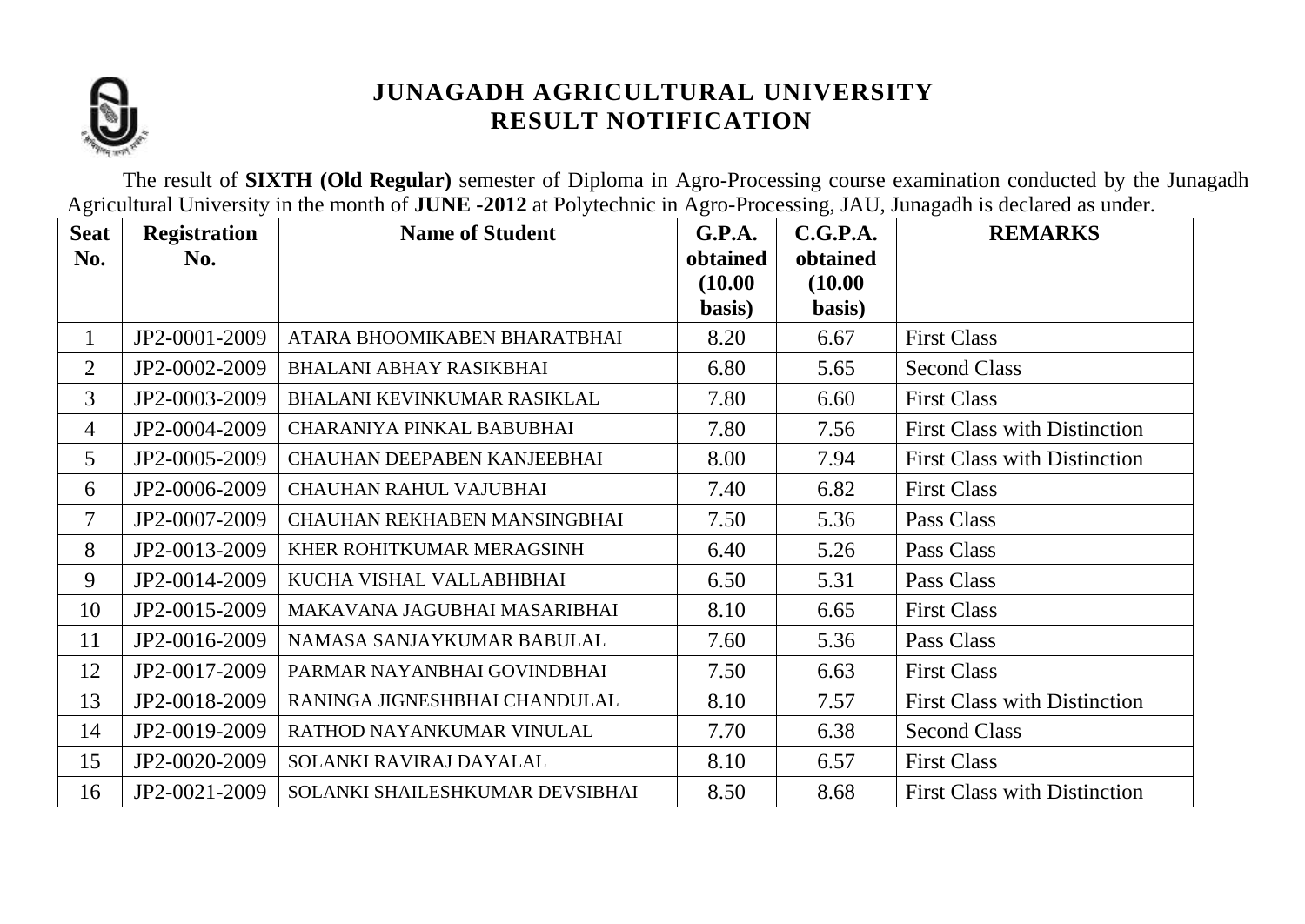# JUNAGADH AGRICULTURAL UNIVERSITY
## RESULT NOTIFICATION

The result of **SIXTH (Old Regular)** semester of Diploma in Agro-Processing course examination conducted by the Junagadh Agricultural University in the month of **JUNE -2012** at Polytechnic in Agro-Processing, JAU, Junagadh is declared as under.

| Seat No. | Registration No. | Name of Student | G.P.A. obtained (10.00 basis) | C.G.P.A. obtained (10.00 basis) | REMARKS |
|---|---|---|---|---|---|
| 1 | JP2-0001-2009 | ATARA BHOOMIKABEN BHARATBHAI | 8.20 | 6.67 | First Class |
| 2 | JP2-0002-2009 | BHALANI ABHAY RASIKBHAI | 6.80 | 5.65 | Second Class |
| 3 | JP2-0003-2009 | BHALANI KEVINKUMAR RASIKLAL | 7.80 | 6.60 | First Class |
| 4 | JP2-0004-2009 | CHARANIYA PINKAL BABUBHAI | 7.80 | 7.56 | First Class with Distinction |
| 5 | JP2-0005-2009 | CHAUHAN DEEPABEN KANJEEBHAI | 8.00 | 7.94 | First Class with Distinction |
| 6 | JP2-0006-2009 | CHAUHAN RAHUL VAJUBHAI | 7.40 | 6.82 | First Class |
| 7 | JP2-0007-2009 | CHAUHAN REKHABEN MANSINGBHAI | 7.50 | 5.36 | Pass Class |
| 8 | JP2-0013-2009 | KHER ROHITKUMAR MERAGSINH | 6.40 | 5.26 | Pass Class |
| 9 | JP2-0014-2009 | KUCHA VISHAL VALLABHBHAI | 6.50 | 5.31 | Pass Class |
| 10 | JP2-0015-2009 | MAKAVANA JAGUBHAI MASARIBHAI | 8.10 | 6.65 | First Class |
| 11 | JP2-0016-2009 | NAMASA SANJAYKUMAR BABULAL | 7.60 | 5.36 | Pass Class |
| 12 | JP2-0017-2009 | PARMAR NAYANBHAI GOVINDBHAI | 7.50 | 6.63 | First Class |
| 13 | JP2-0018-2009 | RANINGA JIGNESHBHAI CHANDULAL | 8.10 | 7.57 | First Class with Distinction |
| 14 | JP2-0019-2009 | RATHOD NAYANKUMAR VINULAL | 7.70 | 6.38 | Second Class |
| 15 | JP2-0020-2009 | SOLANKI RAVIRAJ DAYALAL | 8.10 | 6.57 | First Class |
| 16 | JP2-0021-2009 | SOLANKI SHAILESHKUMAR DEVSIBHAI | 8.50 | 8.68 | First Class with Distinction |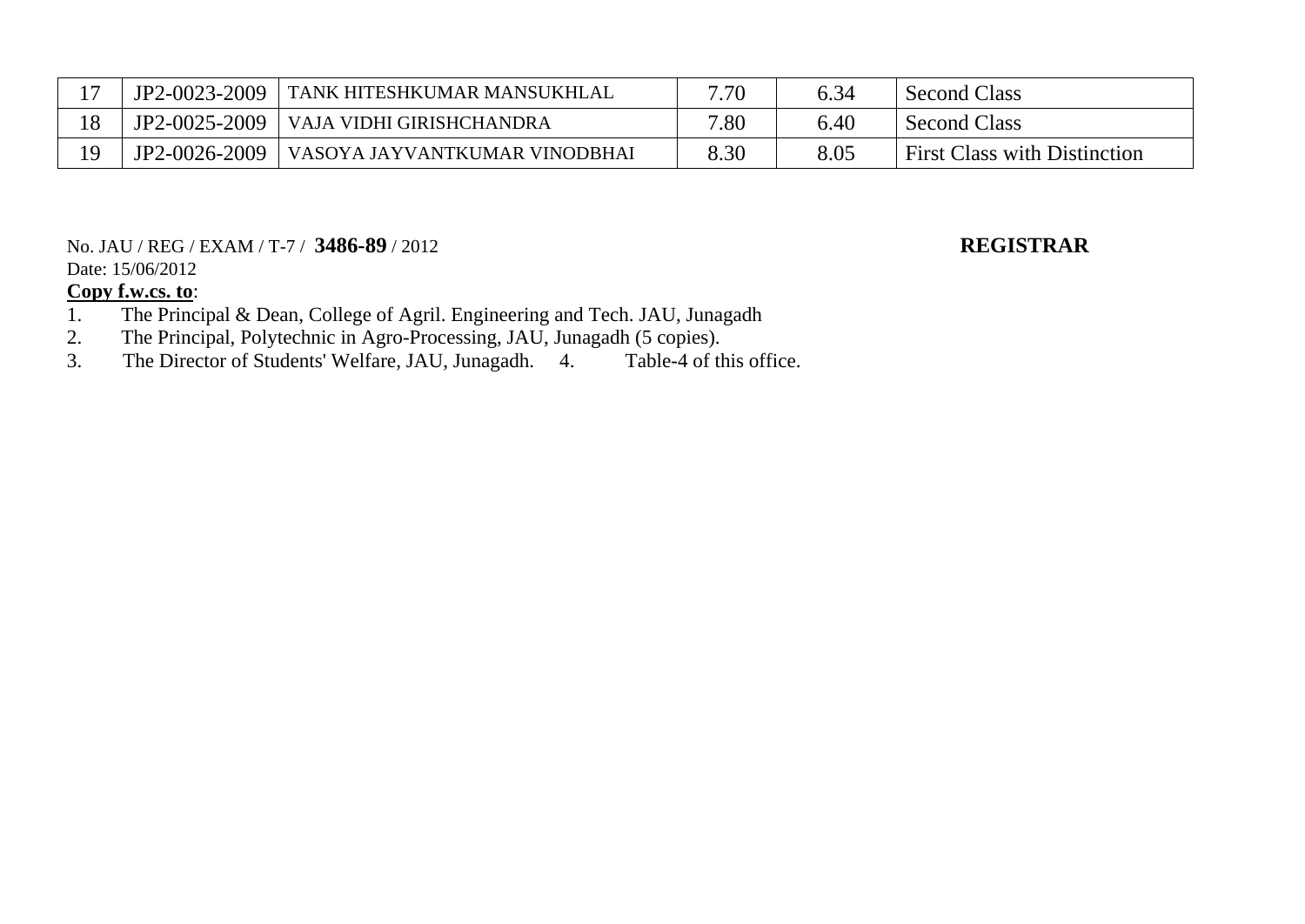| 17 | JP2-0023-2009 | TANK HITESHKUMAR MANSUKHLAL | 7.70 | 6.34 | Second Class |
|---|---|---|---|---|---|
| 18 | JP2-0025-2009 | VAJA VIDHI GIRISHCHANDRA | 7.80 | 6.40 | Second Class |
| 19 | JP2-0026-2009 | VASOYA JAYVANTKUMAR VINODBHAI | 8.30 | 8.05 | First Class with Distinction |

No. JAU / REG / EXAM / T-7 / **3486-89** / 2012

**REGISTRAR**

Date: 15/06/2012

**Copy f.w.cs. to**:

1. The Principal & Dean, College of Agril. Engineering and Tech. JAU, Junagadh
2. The Principal, Polytechnic in Agro-Processing, JAU, Junagadh (5 copies).
3. The Director of Students' Welfare, JAU, Junagadh.
4. Table-4 of this office.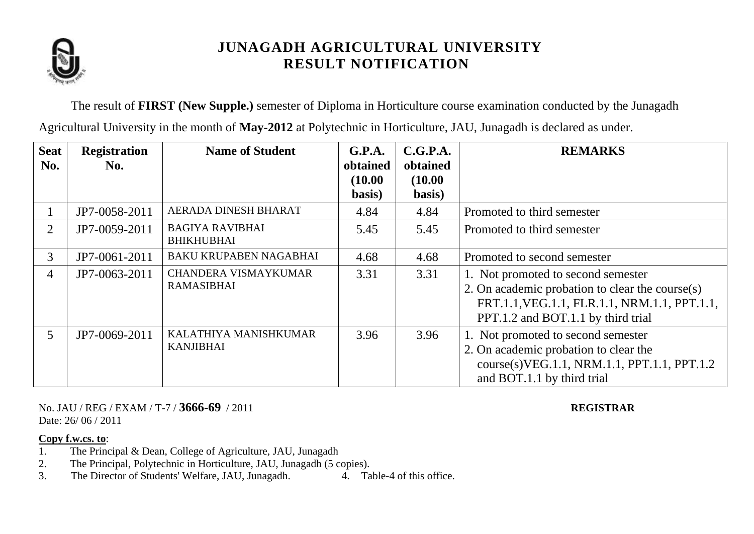# JUNAGADH AGRICULTURAL UNIVERSITY
## RESULT NOTIFICATION

The result of **FIRST (New Supple.)** semester of Diploma in Horticulture course examination conducted by the Junagadh Agricultural University in the month of **May-2012** at Polytechnic in Horticulture, JAU, Junagadh is declared as under.

| Seat No. | Registration No. | Name of Student | G.P.A. obtained (10.00 basis) | C.G.P.A. obtained (10.00 basis) | REMARKS |
|---|---|---|---|---|---|
| 1 | JP7-0058-2011 | AERADA DINESH BHARAT | 4.84 | 4.84 | Promoted to third semester |
| 2 | JP7-0059-2011 | BAGIYA RAVIBHAI BHIKHUBHAI | 5.45 | 5.45 | Promoted to third semester |
| 3 | JP7-0061-2011 | BAKU KRUPABEN NAGABHAI | 4.68 | 4.68 | Promoted to second semester |
| 4 | JP7-0063-2011 | CHANDERA VISMAYKUMAR RAMASIBHAI | 3.31 | 3.31 | 1. Not promoted to second semester<br>2. On academic probation to clear the course(s) FRT.1.1,VEG.1.1, FLR.1.1, NRM.1.1, PPT.1.1, PPT.1.2 and BOT.1.1 by third trial |
| 5 | JP7-0069-2011 | KALATHIYA MANISHKUMAR KANJIBHAI | 3.96 | 3.96 | 1. Not promoted to second semester<br>2. On academic probation to clear the course(s)VEG.1.1, NRM.1.1, PPT.1.1, PPT.1.2 and BOT.1.1 by third trial |

No. JAU / REG / EXAM / T-7 / **3666-69** / 2011
Date: 26/ 06 / 2011

**REGISTRAR**

**Copy f.w.cs. to**:

1. The Principal & Dean, College of Agriculture, JAU, Junagadh
2. The Principal, Polytechnic in Horticulture, JAU, Junagadh (5 copies).
3. The Director of Students' Welfare, JAU, Junagadh.
4. Table-4 of this office.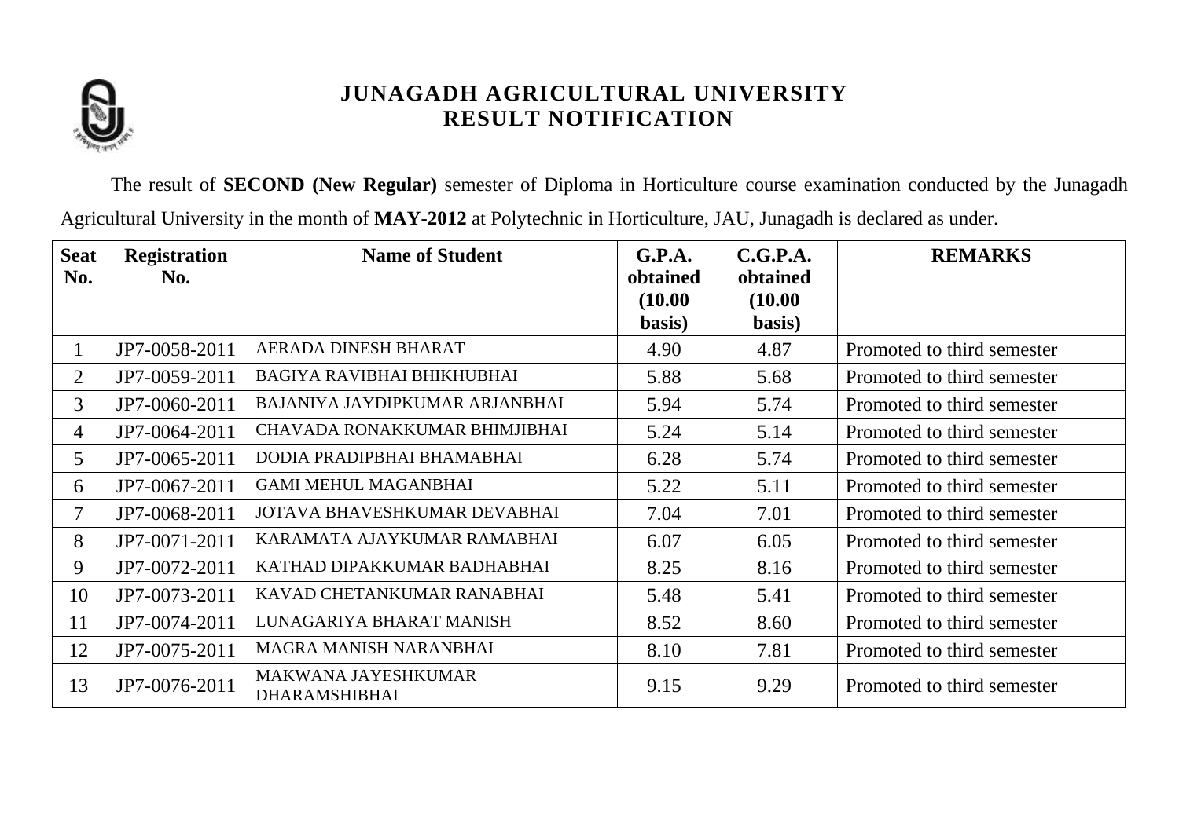# JUNAGADH AGRICULTURAL UNIVERSITY
## RESULT NOTIFICATION

The result of **SECOND (New Regular)** semester of Diploma in Horticulture course examination conducted by the Junagadh Agricultural University in the month of **MAY-2012** at Polytechnic in Horticulture, JAU, Junagadh is declared as under.

| Seat No. | Registration No. | Name of Student | G.P.A. obtained (10.00 basis) | C.G.P.A. obtained (10.00 basis) | REMARKS |
|---|---|---|---|---|---|
| 1 | JP7-0058-2011 | AERADA DINESH BHARAT | 4.90 | 4.87 | Promoted to third semester |
| 2 | JP7-0059-2011 | BAGIYA RAVIBHAI BHIKHUBHAI | 5.88 | 5.68 | Promoted to third semester |
| 3 | JP7-0060-2011 | BAJANIYA JAYDIPKUMAR ARJANBHAI | 5.94 | 5.74 | Promoted to third semester |
| 4 | JP7-0064-2011 | CHAVADA RONAKKUMAR BHIMJIBHAI | 5.24 | 5.14 | Promoted to third semester |
| 5 | JP7-0065-2011 | DODIA PRADIPBHAI BHAMABHAI | 6.28 | 5.74 | Promoted to third semester |
| 6 | JP7-0067-2011 | GAMI MEHUL MAGANBHAI | 5.22 | 5.11 | Promoted to third semester |
| 7 | JP7-0068-2011 | JOTAVA BHAVESHKUMAR DEVABHAI | 7.04 | 7.01 | Promoted to third semester |
| 8 | JP7-0071-2011 | KARAMATA AJAYKUMAR RAMABHAI | 6.07 | 6.05 | Promoted to third semester |
| 9 | JP7-0072-2011 | KATHAD DIPAKKUMAR BADHABHAI | 8.25 | 8.16 | Promoted to third semester |
| 10 | JP7-0073-2011 | KAVAD CHETANKUMAR RANABHAI | 5.48 | 5.41 | Promoted to third semester |
| 11 | JP7-0074-2011 | LUNAGARIYA BHARAT MANISH | 8.52 | 8.60 | Promoted to third semester |
| 12 | JP7-0075-2011 | MAGRA MANISH NARANBHAI | 8.10 | 7.81 | Promoted to third semester |
| 13 | JP7-0076-2011 | MAKWANA JAYESHKUMAR DHARAMSHIBHAI | 9.15 | 9.29 | Promoted to third semester |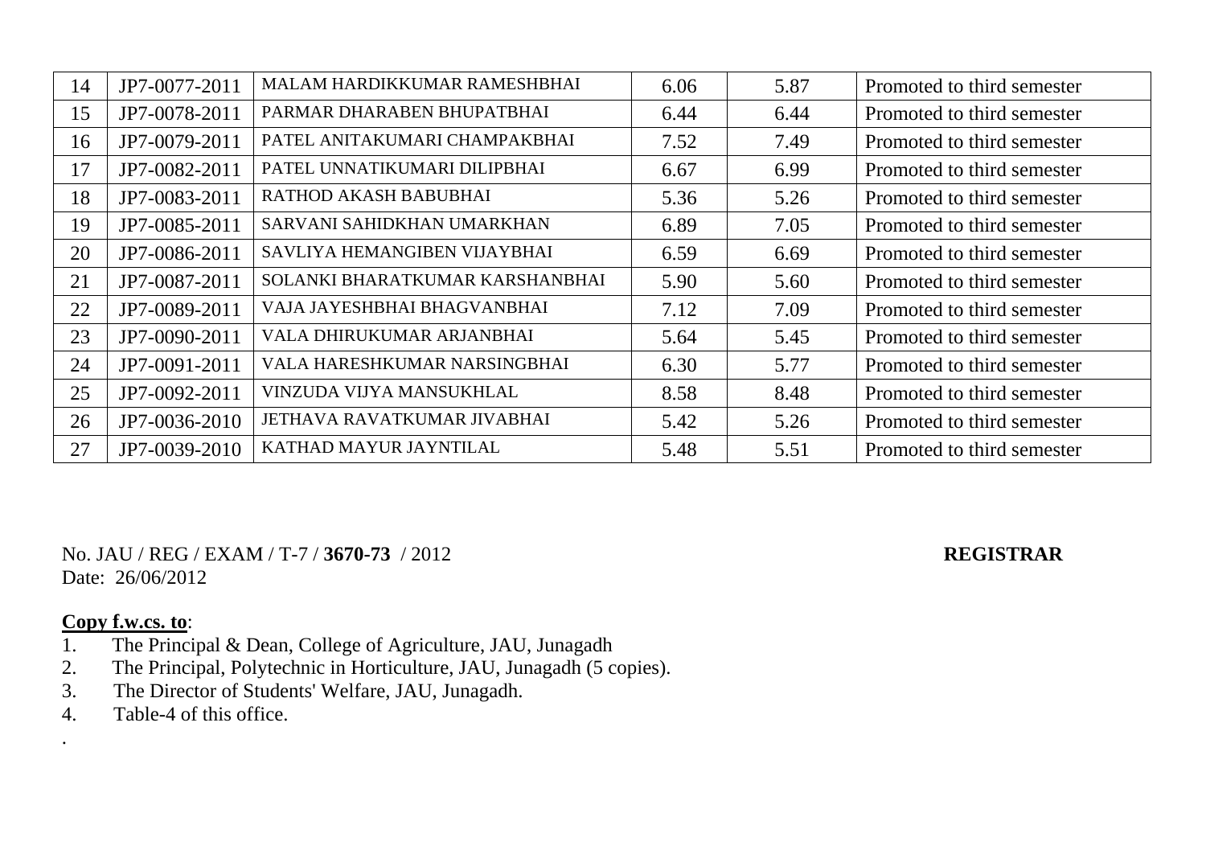| 14 | JP7-0077-2011 | MALAM HARDIKKUMAR RAMESHBHAI | 6.06 | 5.87 | Promoted to third semester |
|---|---|---|---|---|---|
| 15 | JP7-0078-2011 | PARMAR DHARABEN BHUPATBHAI | 6.44 | 6.44 | Promoted to third semester |
| 16 | JP7-0079-2011 | PATEL ANITAKUMARI CHAMPAKBHAI | 7.52 | 7.49 | Promoted to third semester |
| 17 | JP7-0082-2011 | PATEL UNNATIKUMARI DILIPBHAI | 6.67 | 6.99 | Promoted to third semester |
| 18 | JP7-0083-2011 | RATHOD AKASH BABUBHAI | 5.36 | 5.26 | Promoted to third semester |
| 19 | JP7-0085-2011 | SARVANI SAHIDKHAN UMARKHAN | 6.89 | 7.05 | Promoted to third semester |
| 20 | JP7-0086-2011 | SAVLIYA HEMANGIBEN VIJAYBHAI | 6.59 | 6.69 | Promoted to third semester |
| 21 | JP7-0087-2011 | SOLANKI BHARATKUMAR KARSHANBHAI | 5.90 | 5.60 | Promoted to third semester |
| 22 | JP7-0089-2011 | VAJA JAYESHBHAI BHAGVANBHAI | 7.12 | 7.09 | Promoted to third semester |
| 23 | JP7-0090-2011 | VALA DHIRUKUMAR ARJANBHAI | 5.64 | 5.45 | Promoted to third semester |
| 24 | JP7-0091-2011 | VALA HARESHKUMAR NARSINGBHAI | 6.30 | 5.77 | Promoted to third semester |
| 25 | JP7-0092-2011 | VINZUDA VIJYA MANSUKHLAL | 8.58 | 8.48 | Promoted to third semester |
| 26 | JP7-0036-2010 | JETHAVA RAVATKUMAR JIVABHAI | 5.42 | 5.26 | Promoted to third semester |
| 27 | JP7-0039-2010 | KATHAD MAYUR JAYNTILAL | 5.48 | 5.51 | Promoted to third semester |

No. JAU / REG / EXAM / T-7 / **3670-73** / 2012 **REGISTRAR**
Date: 26/06/2012

**Copy f.w.cs. to**:

1. The Principal & Dean, College of Agriculture, JAU, Junagadh
2. The Principal, Polytechnic in Horticulture, JAU, Junagadh (5 copies).
3. The Director of Students' Welfare, JAU, Junagadh.
4. Table-4 of this office.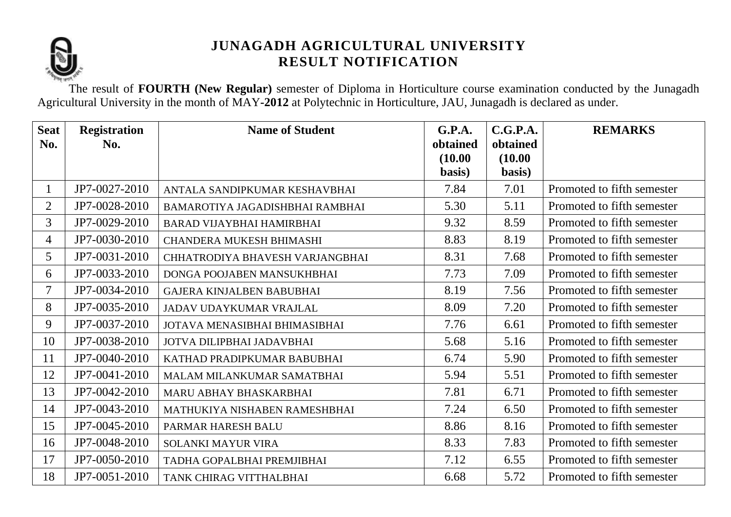# JUNAGADH AGRICULTURAL UNIVERSITY
## RESULT NOTIFICATION

The result of **FOURTH (New Regular)** semester of Diploma in Horticulture course examination conducted by the Junagadh Agricultural University in the month of MAY-**2012** at Polytechnic in Horticulture, JAU, Junagadh is declared as under.

| Seat No. | Registration No. | Name of Student | G.P.A. obtained (10.00 basis) | C.G.P.A. obtained (10.00 basis) | REMARKS |
|---|---|---|---|---|---|
| 1 | JP7-0027-2010 | ANTALA SANDIPKUMAR KESHAVBHAI | 7.84 | 7.01 | Promoted to fifth semester |
| 2 | JP7-0028-2010 | BAMAROTIYA JAGADISHBHAI RAMBHAI | 5.30 | 5.11 | Promoted to fifth semester |
| 3 | JP7-0029-2010 | BARAD VIJAYBHAI HAMIRBHAI | 9.32 | 8.59 | Promoted to fifth semester |
| 4 | JP7-0030-2010 | CHANDERA MUKESH BHIMASHI | 8.83 | 8.19 | Promoted to fifth semester |
| 5 | JP7-0031-2010 | CHHATRODIYA BHAVESH VARJANGBHAI | 8.31 | 7.68 | Promoted to fifth semester |
| 6 | JP7-0033-2010 | DONGA POOJABEN MANSUKHBHAI | 7.73 | 7.09 | Promoted to fifth semester |
| 7 | JP7-0034-2010 | GAJERA KINJALBEN BABUBHAI | 8.19 | 7.56 | Promoted to fifth semester |
| 8 | JP7-0035-2010 | JADAV UDAYKUMAR VRAJLAL | 8.09 | 7.20 | Promoted to fifth semester |
| 9 | JP7-0037-2010 | JOTAVA MENASIBHAI BHIMASIBHAI | 7.76 | 6.61 | Promoted to fifth semester |
| 10 | JP7-0038-2010 | JOTVA DILIPBHAI JADAVBHAI | 5.68 | 5.16 | Promoted to fifth semester |
| 11 | JP7-0040-2010 | KATHAD PRADIPKUMAR BABUBHAI | 6.74 | 5.90 | Promoted to fifth semester |
| 12 | JP7-0041-2010 | MALAM MILANKUMAR SAMATBHAI | 5.94 | 5.51 | Promoted to fifth semester |
| 13 | JP7-0042-2010 | MARU ABHAY BHASKARBHAI | 7.81 | 6.71 | Promoted to fifth semester |
| 14 | JP7-0043-2010 | MATHUKIYA NISHABEN RAMESHBHAI | 7.24 | 6.50 | Promoted to fifth semester |
| 15 | JP7-0045-2010 | PARMAR HARESH BALU | 8.86 | 8.16 | Promoted to fifth semester |
| 16 | JP7-0048-2010 | SOLANKI MAYUR VIRA | 8.33 | 7.83 | Promoted to fifth semester |
| 17 | JP7-0050-2010 | TADHA GOPALBHAI PREMJIBHAI | 7.12 | 6.55 | Promoted to fifth semester |
| 18 | JP7-0051-2010 | TANK CHIRAG VITTHALBHAI | 6.68 | 5.72 | Promoted to fifth semester |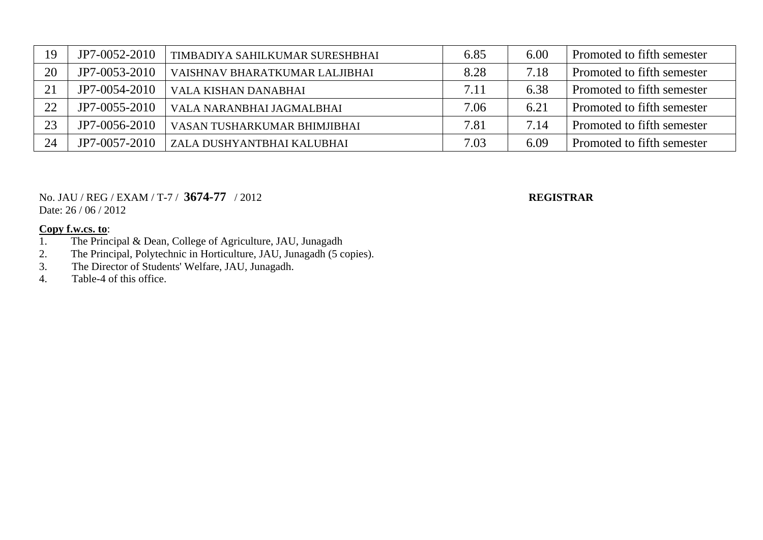| 19 | JP7-0052-2010 | TIMBADIYA SAHILKUMAR SURESHBHAI | 6.85 | 6.00 | Promoted to fifth semester |
|---|---|---|---|---|---|
| 20 | JP7-0053-2010 | VAISHNAV BHARATKUMAR LALJIBHAI | 8.28 | 7.18 | Promoted to fifth semester |
| 21 | JP7-0054-2010 | VALA KISHAN DANABHAI | 7.11 | 6.38 | Promoted to fifth semester |
| 22 | JP7-0055-2010 | VALA NARANBHAI JAGMALBHAI | 7.06 | 6.21 | Promoted to fifth semester |
| 23 | JP7-0056-2010 | VASAN TUSHARKUMAR BHIMJIBHAI | 7.81 | 7.14 | Promoted to fifth semester |
| 24 | JP7-0057-2010 | ZALA DUSHYANTBHAI KALUBHAI | 7.03 | 6.09 | Promoted to fifth semester |

No. JAU / REG / EXAM / T-7 / **3674-77** / 2012 **REGISTRAR**
Date: 26 / 06 / 2012

**Copy f.w.cs. to**:

1. The Principal & Dean, College of Agriculture, JAU, Junagadh
2. The Principal, Polytechnic in Horticulture, JAU, Junagadh (5 copies).
3. The Director of Students' Welfare, JAU, Junagadh.
4. Table-4 of this office.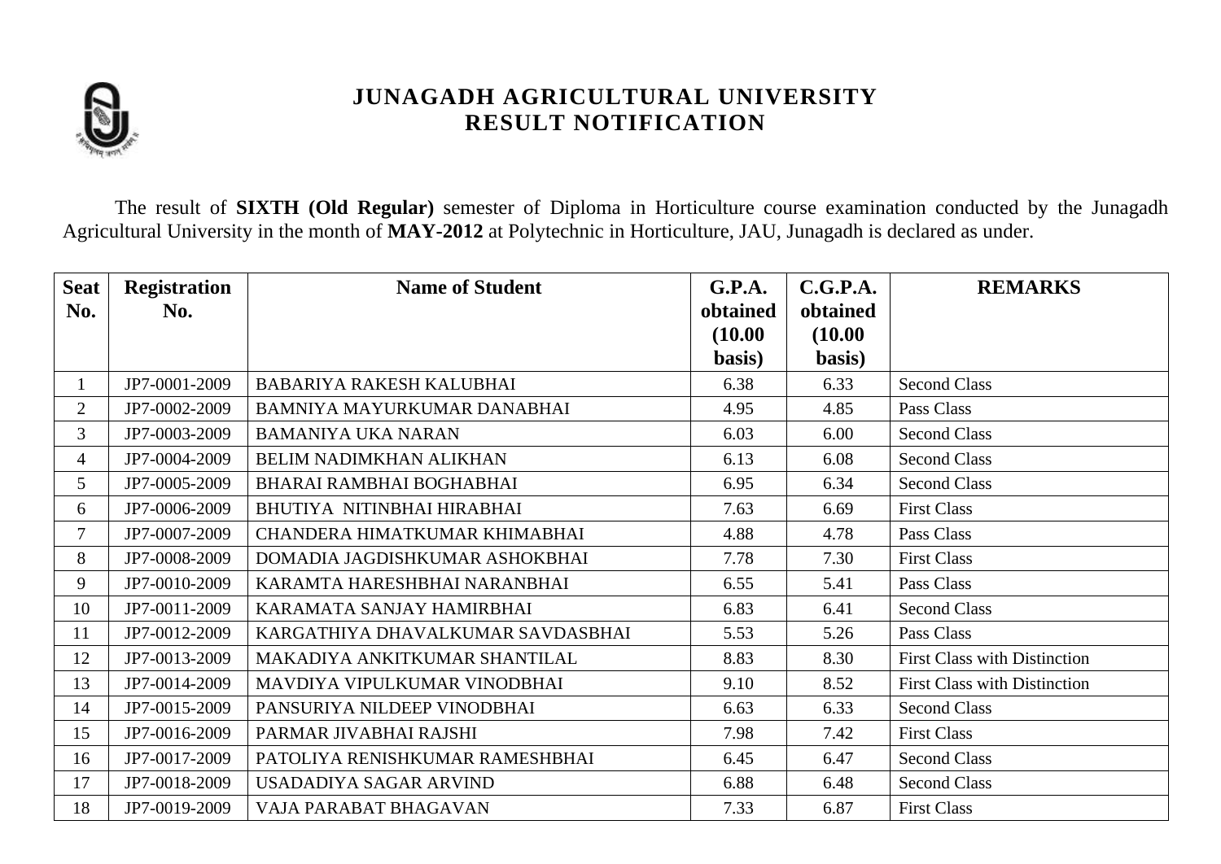# JUNAGADH AGRICULTURAL UNIVERSITY
## RESULT NOTIFICATION

The result of **SIXTH (Old Regular)** semester of Diploma in Horticulture course examination conducted by the Junagadh Agricultural University in the month of **MAY-2012** at Polytechnic in Horticulture, JAU, Junagadh is declared as under.

| Seat No. | Registration No. | Name of Student | G.P.A. obtained (10.00 basis) | C.G.P.A. obtained (10.00 basis) | REMARKS |
|---|---|---|---|---|---|
| 1 | JP7-0001-2009 | BABARIYA RAKESH KALUBHAI | 6.38 | 6.33 | Second Class |
| 2 | JP7-0002-2009 | BAMNIYA MAYURKUMAR DANABHAI | 4.95 | 4.85 | Pass Class |
| 3 | JP7-0003-2009 | BAMANIYA UKA NARAN | 6.03 | 6.00 | Second Class |
| 4 | JP7-0004-2009 | BELIM NADIMKHAN ALIKHAN | 6.13 | 6.08 | Second Class |
| 5 | JP7-0005-2009 | BHARAI RAMBHAI BOGHABHAI | 6.95 | 6.34 | Second Class |
| 6 | JP7-0006-2009 | BHUTIYA NITINBHAI HIRABHAI | 7.63 | 6.69 | First Class |
| 7 | JP7-0007-2009 | CHANDERA HIMATKUMAR KHIMABHAI | 4.88 | 4.78 | Pass Class |
| 8 | JP7-0008-2009 | DOMADIA JAGDISHKUMAR ASHOKBHAI | 7.78 | 7.30 | First Class |
| 9 | JP7-0010-2009 | KARAMTA HARESHBHAI NARANBHAI | 6.55 | 5.41 | Pass Class |
| 10 | JP7-0011-2009 | KARAMATA SANJAY HAMIRBHAI | 6.83 | 6.41 | Second Class |
| 11 | JP7-0012-2009 | KARGATHIYA DHAVALKUMAR SAVDASBHAI | 5.53 | 5.26 | Pass Class |
| 12 | JP7-0013-2009 | MAKADIYA ANKITKUMAR SHANTILAL | 8.83 | 8.30 | First Class with Distinction |
| 13 | JP7-0014-2009 | MAVDIYA VIPULKUMAR VINODBHAI | 9.10 | 8.52 | First Class with Distinction |
| 14 | JP7-0015-2009 | PANSURIYA NILDEEP VINODBHAI | 6.63 | 6.33 | Second Class |
| 15 | JP7-0016-2009 | PARMAR JIVABHAI RAJSHI | 7.98 | 7.42 | First Class |
| 16 | JP7-0017-2009 | PATOLIYA RENISHKUMAR RAMESHBHAI | 6.45 | 6.47 | Second Class |
| 17 | JP7-0018-2009 | USADADIYA SAGAR ARVIND | 6.88 | 6.48 | Second Class |
| 18 | JP7-0019-2009 | VAJA PARABAT BHAGAVAN | 7.33 | 6.87 | First Class |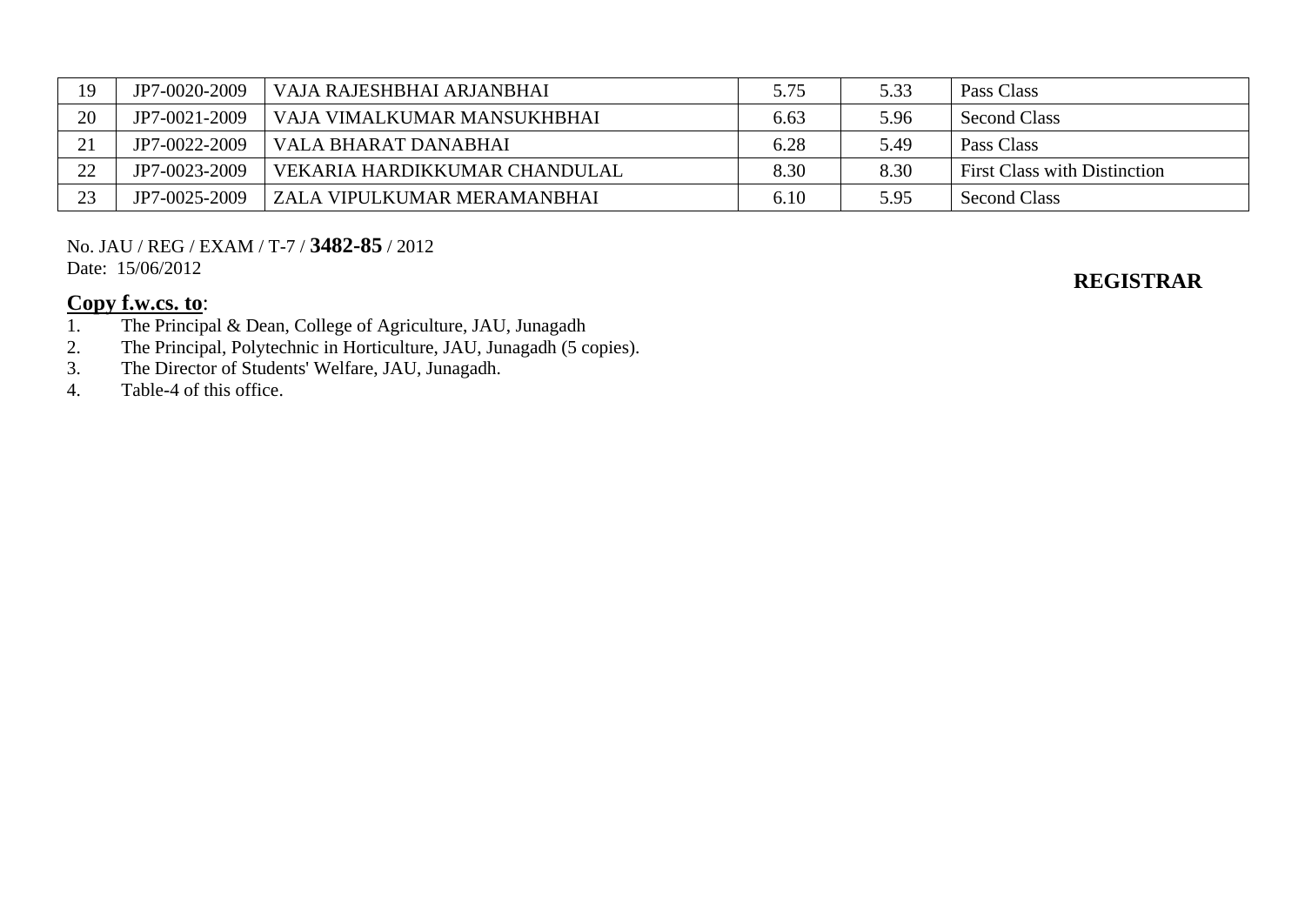| 19 | JP7-0020-2009 | VAJA RAJESHBHAI ARJANBHAI | 5.75 | 5.33 | Pass Class |
|---|---|---|---|---|---|
| 20 | JP7-0021-2009 | VAJA VIMALKUMAR MANSUKHBHAI | 6.63 | 5.96 | Second Class |
| 21 | JP7-0022-2009 | VALA BHARAT DANABHAI | 6.28 | 5.49 | Pass Class |
| 22 | JP7-0023-2009 | VEKARIA HARDIKKUMAR CHANDULAL | 8.30 | 8.30 | First Class with Distinction |
| 23 | JP7-0025-2009 | ZALA VIPULKUMAR MERAMANBHAI | 6.10 | 5.95 | Second Class |

No. JAU / REG / EXAM / T-7 / **3482-85** / 2012
Date: 15/06/2012

**REGISTRAR**

**Copy f.w.cs. to**:

1. The Principal & Dean, College of Agriculture, JAU, Junagadh
2. The Principal, Polytechnic in Horticulture, JAU, Junagadh (5 copies).
3. The Director of Students' Welfare, JAU, Junagadh.
4. Table-4 of this office.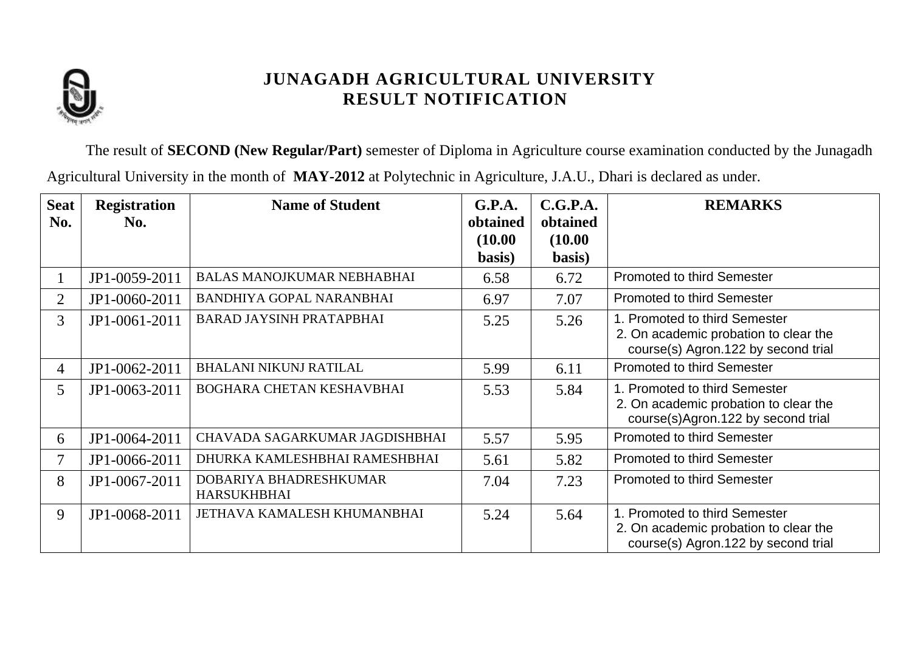# JUNAGADH AGRICULTURAL UNIVERSITY
## RESULT NOTIFICATION

The result of **SECOND (New Regular/Part)** semester of Diploma in Agriculture course examination conducted by the Junagadh Agricultural University in the month of **MAY-2012** at Polytechnic in Agriculture, J.A.U., Dhari is declared as under.

| Seat No. | Registration No. | Name of Student | G.P.A. obtained (10.00 basis) | C.G.P.A. obtained (10.00 basis) | REMARKS |
|---|---|---|---|---|---|
| 1 | JP1-0059-2011 | BALAS MANOJKUMAR NEBHABHAI | 6.58 | 6.72 | Promoted to third Semester |
| 2 | JP1-0060-2011 | BANDHIYA GOPAL NARANBHAI | 6.97 | 7.07 | Promoted to third Semester |
| 3 | JP1-0061-2011 | BARAD JAYSINH PRATAPBHAI | 5.25 | 5.26 | 1. Promoted to third Semester 2. On academic probation to clear the course(s) Agron.122 by second trial |
| 4 | JP1-0062-2011 | BHALANI NIKUNJ RATILAL | 5.99 | 6.11 | Promoted to third Semester |
| 5 | JP1-0063-2011 | BOGHARA CHETAN KESHAVBHAI | 5.53 | 5.84 | 1. Promoted to third Semester 2. On academic probation to clear the course(s)Agron.122 by second trial |
| 6 | JP1-0064-2011 | CHAVADA SAGARKUMAR JAGDISHBHAI | 5.57 | 5.95 | Promoted to third Semester |
| 7 | JP1-0066-2011 | DHURKA KAMLESHBHAI RAMESHBHAI | 5.61 | 5.82 | Promoted to third Semester |
| 8 | JP1-0067-2011 | DOBARIYA BHADRESHKUMAR HARSUKHBHAI | 7.04 | 7.23 | Promoted to third Semester |
| 9 | JP1-0068-2011 | JETHAVA KAMALESH KHUMANBHAI | 5.24 | 5.64 | 1. Promoted to third Semester 2. On academic probation to clear the course(s) Agron.122 by second trial |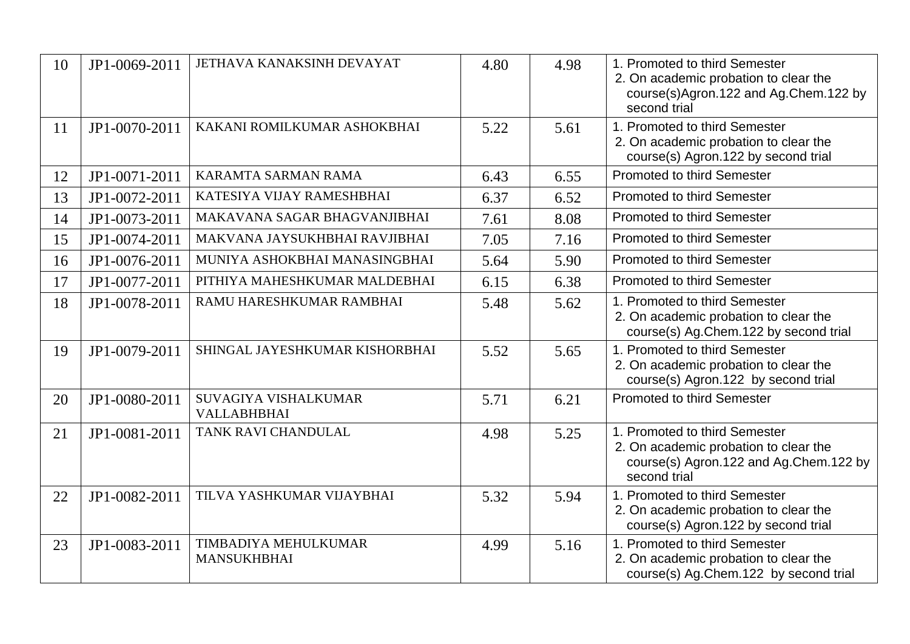| 10 | JP1-0069-2011 | JETHAVA KANAKSINH DEVAYAT | 4.80 | 4.98 | 1. Promoted to third Semester<br>2. On academic probation to clear the course(s)Agron.122 and Ag.Chem.122 by second trial |
|---|---|---|---|---|---|
| 11 | JP1-0070-2011 | KAKANI ROMILKUMAR ASHOKBHAI | 5.22 | 5.61 | 1. Promoted to third Semester<br>2. On academic probation to clear the course(s) Agron.122 by second trial |
| 12 | JP1-0071-2011 | KARAMTA SARMAN RAMA | 6.43 | 6.55 | Promoted to third Semester |
| 13 | JP1-0072-2011 | KATESIYA VIJAY RAMESHBHAI | 6.37 | 6.52 | Promoted to third Semester |
| 14 | JP1-0073-2011 | MAKAVANA SAGAR BHAGVANJIBHAI | 7.61 | 8.08 | Promoted to third Semester |
| 15 | JP1-0074-2011 | MAKVANA JAYSUKHBHAI RAVJIBHAI | 7.05 | 7.16 | Promoted to third Semester |
| 16 | JP1-0076-2011 | MUNIYA ASHOKBHAI MANASINGBHAI | 5.64 | 5.90 | Promoted to third Semester |
| 17 | JP1-0077-2011 | PITHIYA MAHESHKUMAR MALDEBHAI | 6.15 | 6.38 | Promoted to third Semester |
| 18 | JP1-0078-2011 | RAMU HARESHKUMAR RAMBHAI | 5.48 | 5.62 | 1. Promoted to third Semester<br>2. On academic probation to clear the course(s) Ag.Chem.122 by second trial |
| 19 | JP1-0079-2011 | SHINGAL JAYESHKUMAR KISHORBHAI | 5.52 | 5.65 | 1. Promoted to third Semester<br>2. On academic probation to clear the course(s) Agron.122 by second trial |
| 20 | JP1-0080-2011 | SUVAGIYA VISHALKUMAR VALLABHBHAI | 5.71 | 6.21 | Promoted to third Semester |
| 21 | JP1-0081-2011 | TANK RAVI CHANDULAL | 4.98 | 5.25 | 1. Promoted to third Semester<br>2. On academic probation to clear the course(s) Agron.122 and Ag.Chem.122 by second trial |
| 22 | JP1-0082-2011 | TILVA YASHKUMAR VIJAYBHAI | 5.32 | 5.94 | 1. Promoted to third Semester<br>2. On academic probation to clear the course(s) Agron.122 by second trial |
| 23 | JP1-0083-2011 | TIMBADIYA MEHULKUMAR MANSUKHBHAI | 4.99 | 5.16 | 1. Promoted to third Semester<br>2. On academic probation to clear the course(s) Ag.Chem.122 by second trial |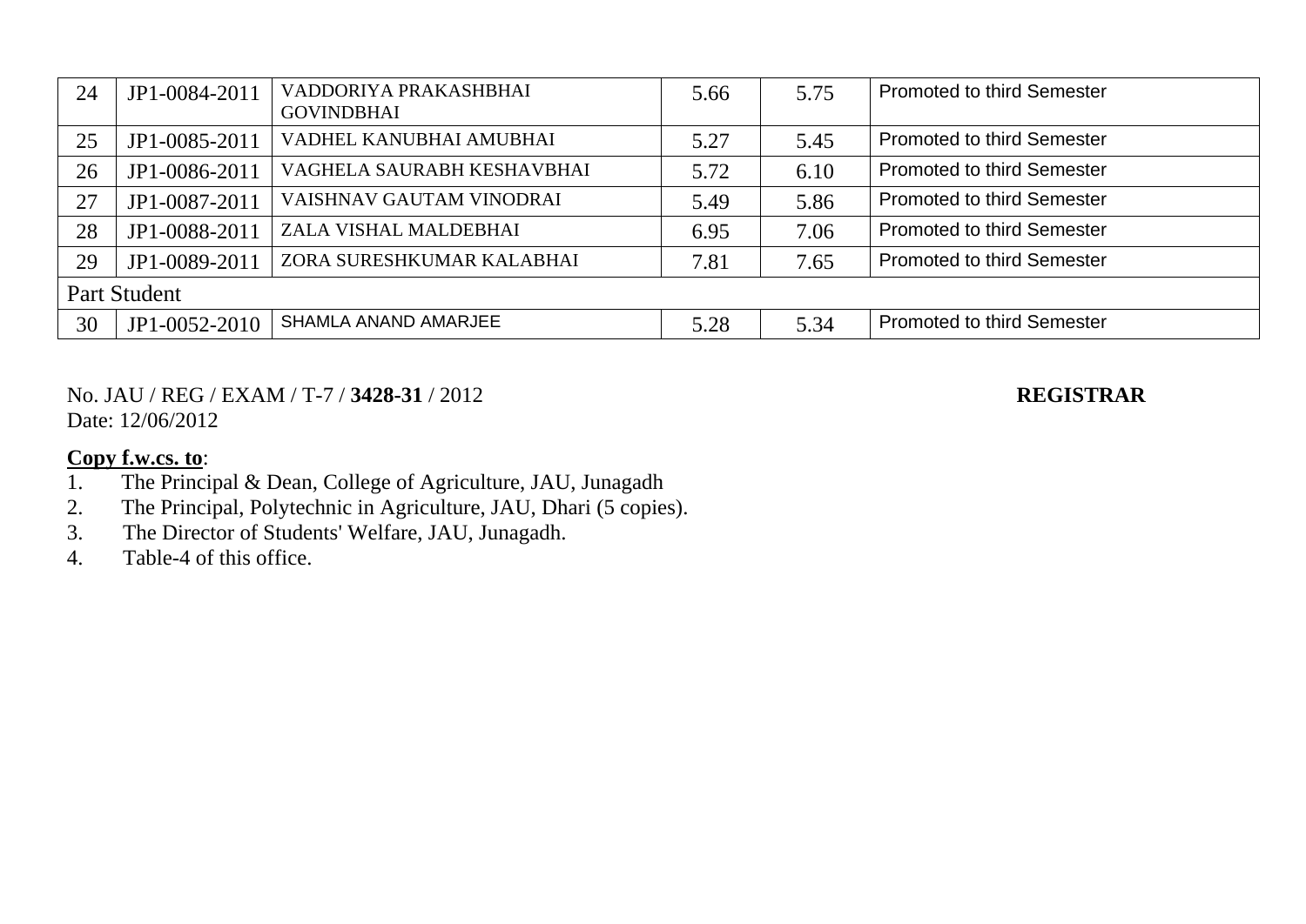| | | | | | |
|---|---|---|---|---|---|
| 24 | JP1-0084-2011 | VADDORIYA PRAKASHBHAI GOVINDBHAI | 5.66 | 5.75 | Promoted to third Semester |
| 25 | JP1-0085-2011 | VADHEL KANUBHAI AMUBHAI | 5.27 | 5.45 | Promoted to third Semester |
| 26 | JP1-0086-2011 | VAGHELA SAURABH KESHAVBHAI | 5.72 | 6.10 | Promoted to third Semester |
| 27 | JP1-0087-2011 | VAISHNAV GAUTAM VINODRAI | 5.49 | 5.86 | Promoted to third Semester |
| 28 | JP1-0088-2011 | ZALA VISHAL MALDEBHAI | 6.95 | 7.06 | Promoted to third Semester |
| 29 | JP1-0089-2011 | ZORA SURESHKUMAR KALABHAI | 7.81 | 7.65 | Promoted to third Semester |
| Part Student | | | | | |
| 30 | JP1-0052-2010 | SHAMLA ANAND AMARJEE | 5.28 | 5.34 | Promoted to third Semester |

No. JAU / REG / EXAM / T-7 / **3428-31** / 2012 **REGISTRAR**

Date: 12/06/2012

**Copy f.w.cs. to**:

1. The Principal & Dean, College of Agriculture, JAU, Junagadh
2. The Principal, Polytechnic in Agriculture, JAU, Dhari (5 copies).
3. The Director of Students' Welfare, JAU, Junagadh.
4. Table-4 of this office.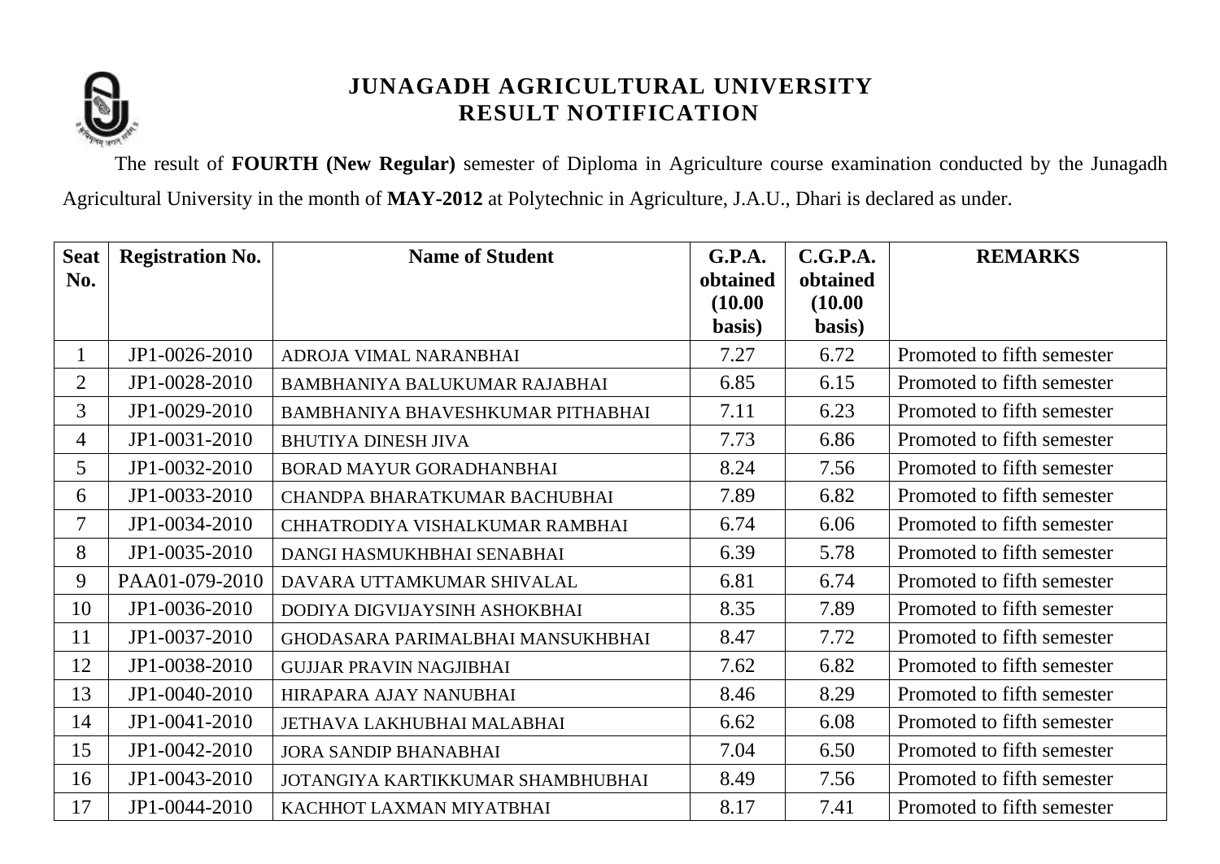# JUNAGADH AGRICULTURAL UNIVERSITY
## RESULT NOTIFICATION

The result of **FOURTH (New Regular)** semester of Diploma in Agriculture course examination conducted by the Junagadh Agricultural University in the month of **MAY-2012** at Polytechnic in Agriculture, J.A.U., Dhari is declared as under.

| Seat No. | Registration No. | Name of Student | G.P.A. obtained (10.00 basis) | C.G.P.A. obtained (10.00 basis) | REMARKS |
|---|---|---|---|---|---|
| 1 | JP1-0026-2010 | ADROJA VIMAL NARANBHAI | 7.27 | 6.72 | Promoted to fifth semester |
| 2 | JP1-0028-2010 | BAMBHANIYA BALUKUMAR RAJABHAI | 6.85 | 6.15 | Promoted to fifth semester |
| 3 | JP1-0029-2010 | BAMBHANIYA BHAVESHKUMAR PITHABHAI | 7.11 | 6.23 | Promoted to fifth semester |
| 4 | JP1-0031-2010 | BHUTIYA DINESH JIVA | 7.73 | 6.86 | Promoted to fifth semester |
| 5 | JP1-0032-2010 | BORAD MAYUR GORADHANBHAI | 8.24 | 7.56 | Promoted to fifth semester |
| 6 | JP1-0033-2010 | CHANDPA BHARATKUMAR BACHUBHAI | 7.89 | 6.82 | Promoted to fifth semester |
| 7 | JP1-0034-2010 | CHHATRODIYA VISHALKUMAR RAMBHAI | 6.74 | 6.06 | Promoted to fifth semester |
| 8 | JP1-0035-2010 | DANGI HASMUKHBHAI SENABHAI | 6.39 | 5.78 | Promoted to fifth semester |
| 9 | PAA01-079-2010 | DAVARA UTTAMKUMAR SHIVALAL | 6.81 | 6.74 | Promoted to fifth semester |
| 10 | JP1-0036-2010 | DODIYA DIGVIJAYSINH ASHOKBHAI | 8.35 | 7.89 | Promoted to fifth semester |
| 11 | JP1-0037-2010 | GHODASARA PARIMALBHAI MANSUKHBHAI | 8.47 | 7.72 | Promoted to fifth semester |
| 12 | JP1-0038-2010 | GUJJAR PRAVIN NAGJIBHAI | 7.62 | 6.82 | Promoted to fifth semester |
| 13 | JP1-0040-2010 | HIRAPARA AJAY NANUBHAI | 8.46 | 8.29 | Promoted to fifth semester |
| 14 | JP1-0041-2010 | JETHAVA LAKHUBHAI MALABHAI | 6.62 | 6.08 | Promoted to fifth semester |
| 15 | JP1-0042-2010 | JORA SANDIP BHANABHAI | 7.04 | 6.50 | Promoted to fifth semester |
| 16 | JP1-0043-2010 | JOTANGIYA KARTIKKUMAR SHAMBHUBHAI | 8.49 | 7.56 | Promoted to fifth semester |
| 17 | JP1-0044-2010 | KACHHOT LAXMAN MIYATBHAI | 8.17 | 7.41 | Promoted to fifth semester |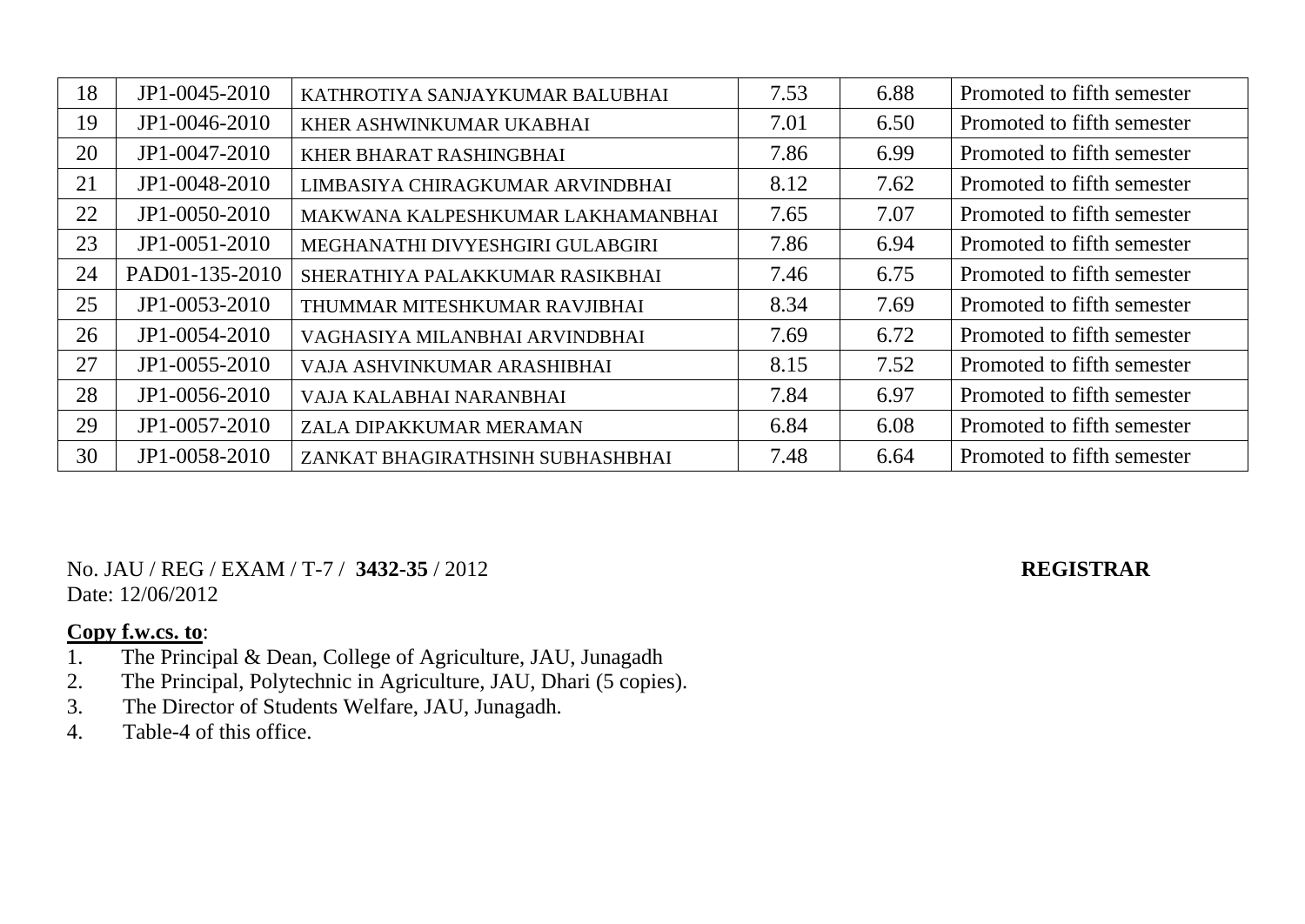| | | | | | |
|---|---|---|---|---|---|
| 18 | JP1-0045-2010 | KATHROTIYA SANJAYKUMAR BALUBHAI | 7.53 | 6.88 | Promoted to fifth semester |
| 19 | JP1-0046-2010 | KHER ASHWINKUMAR UKABHAI | 7.01 | 6.50 | Promoted to fifth semester |
| 20 | JP1-0047-2010 | KHER BHARAT RASHINGBHAI | 7.86 | 6.99 | Promoted to fifth semester |
| 21 | JP1-0048-2010 | LIMBASIYA CHIRAGKUMAR ARVINDBHAI | 8.12 | 7.62 | Promoted to fifth semester |
| 22 | JP1-0050-2010 | MAKWANA KALPESHKUMAR LAKHAMANBHAI | 7.65 | 7.07 | Promoted to fifth semester |
| 23 | JP1-0051-2010 | MEGHANATHI DIVYESHGIRI GULABGIRI | 7.86 | 6.94 | Promoted to fifth semester |
| 24 | PAD01-135-2010 | SHERATHIYA PALAKKUMAR RASIKBHAI | 7.46 | 6.75 | Promoted to fifth semester |
| 25 | JP1-0053-2010 | THUMMAR MITESHKUMAR RAVJIBHAI | 8.34 | 7.69 | Promoted to fifth semester |
| 26 | JP1-0054-2010 | VAGHASIYA MILANBHAI ARVINDBHAI | 7.69 | 6.72 | Promoted to fifth semester |
| 27 | JP1-0055-2010 | VAJA ASHVINKUMAR ARASHIBHAI | 8.15 | 7.52 | Promoted to fifth semester |
| 28 | JP1-0056-2010 | VAJA KALABHAI NARANBHAI | 7.84 | 6.97 | Promoted to fifth semester |
| 29 | JP1-0057-2010 | ZALA DIPAKKUMAR MERAMAN | 6.84 | 6.08 | Promoted to fifth semester |
| 30 | JP1-0058-2010 | ZANKAT BHAGIRATHSINH SUBHASHBHAI | 7.48 | 6.64 | Promoted to fifth semester |

No. JAU / REG / EXAM / T-7 / **3432-35** / 2012

Date: 12/06/2012

**REGISTRAR**

**Copy f.w.cs. to**:

1. The Principal & Dean, College of Agriculture, JAU, Junagadh
2. The Principal, Polytechnic in Agriculture, JAU, Dhari (5 copies).
3. The Director of Students Welfare, JAU, Junagadh.
4. Table-4 of this office.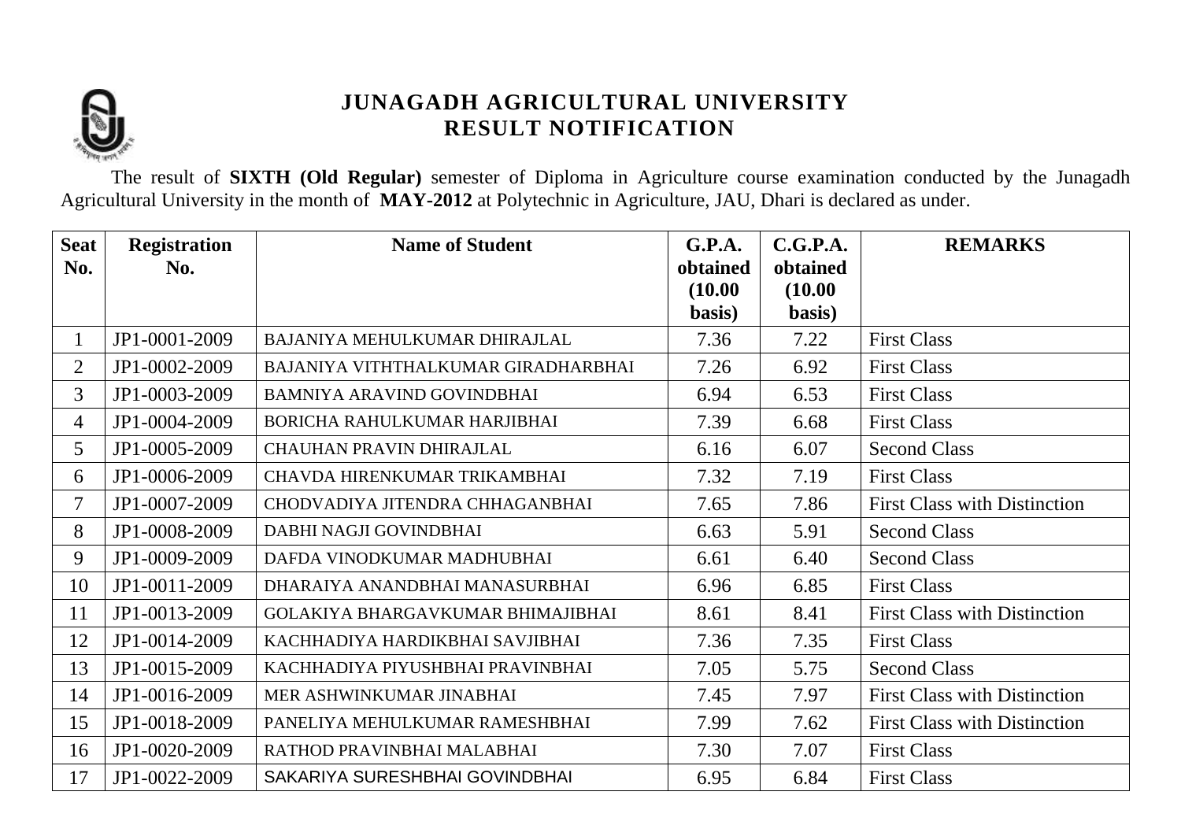# JUNAGADH AGRICULTURAL UNIVERSITY
## RESULT NOTIFICATION

The result of **SIXTH (Old Regular)** semester of Diploma in Agriculture course examination conducted by the Junagadh Agricultural University in the month of **MAY-2012** at Polytechnic in Agriculture, JAU, Dhari is declared as under.

| Seat No. | Registration No. | Name of Student | G.P.A. obtained (10.00 basis) | C.G.P.A. obtained (10.00 basis) | REMARKS |
|---|---|---|---|---|---|
| 1 | JP1-0001-2009 | BAJANIYA MEHULKUMAR DHIRAJLAL | 7.36 | 7.22 | First Class |
| 2 | JP1-0002-2009 | BAJANIYA VITHTHALKUMAR GIRADHARBHAI | 7.26 | 6.92 | First Class |
| 3 | JP1-0003-2009 | BAMNIYA ARAVIND GOVINDBHAI | 6.94 | 6.53 | First Class |
| 4 | JP1-0004-2009 | BORICHA RAHULKUMAR HARJIBHAI | 7.39 | 6.68 | First Class |
| 5 | JP1-0005-2009 | CHAUHAN PRAVIN DHIRAJLAL | 6.16 | 6.07 | Second Class |
| 6 | JP1-0006-2009 | CHAVDA HIRENKUMAR TRIKAMBHAI | 7.32 | 7.19 | First Class |
| 7 | JP1-0007-2009 | CHODVADIYA JITENDRA CHHAGANBHAI | 7.65 | 7.86 | First Class with Distinction |
| 8 | JP1-0008-2009 | DABHI NAGJI GOVINDBHAI | 6.63 | 5.91 | Second Class |
| 9 | JP1-0009-2009 | DAFDA VINODKUMAR MADHUBHAI | 6.61 | 6.40 | Second Class |
| 10 | JP1-0011-2009 | DHARAIYA ANANDBHAI MANASURBHAI | 6.96 | 6.85 | First Class |
| 11 | JP1-0013-2009 | GOLAKIYA BHARGAVKUMAR BHIMAJIBHAI | 8.61 | 8.41 | First Class with Distinction |
| 12 | JP1-0014-2009 | KACHHADIYA HARDIKBHAI SAVJIBHAI | 7.36 | 7.35 | First Class |
| 13 | JP1-0015-2009 | KACHHADIYA PIYUSHBHAI PRAVINBHAI | 7.05 | 5.75 | Second Class |
| 14 | JP1-0016-2009 | MER ASHWINKUMAR JINABHAI | 7.45 | 7.97 | First Class with Distinction |
| 15 | JP1-0018-2009 | PANELIYA MEHULKUMAR RAMESHBHAI | 7.99 | 7.62 | First Class with Distinction |
| 16 | JP1-0020-2009 | RATHOD PRAVINBHAI MALABHAI | 7.30 | 7.07 | First Class |
| 17 | JP1-0022-2009 | SAKARIYA SURESHBHAI GOVINDBHAI | 6.95 | 6.84 | First Class |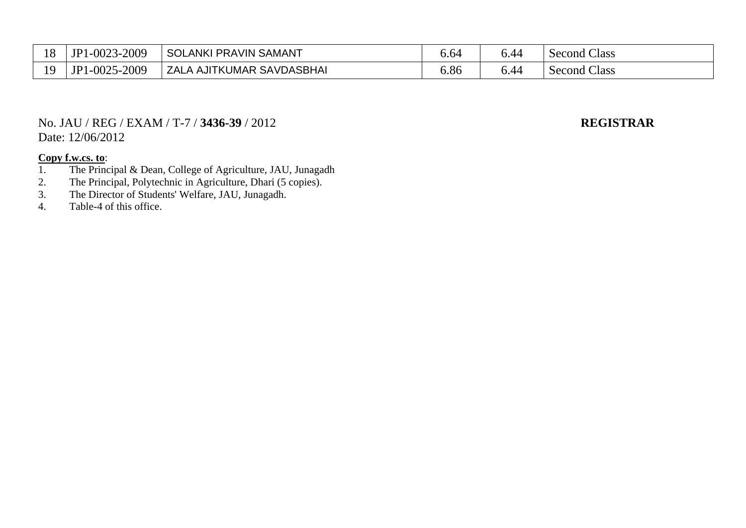| 18 | JP1-0023-2009 | SOLANKI PRAVIN SAMANT | 6.64 | 6.44 | Second Class |
|---|---|---|---|---|---|
| 19 | JP1-0025-2009 | ZALA AJITKUMAR SAVDASBHAI | 6.86 | 6.44 | Second Class |

No. JAU / REG / EXAM / T-7 / **3436-39** / 2012
Date: 12/06/2012

**REGISTRAR**

**Copy f.w.cs. to**:

1. The Principal & Dean, College of Agriculture, JAU, Junagadh
2. The Principal, Polytechnic in Agriculture, Dhari (5 copies).
3. The Director of Students' Welfare, JAU, Junagadh.
4. Table-4 of this office.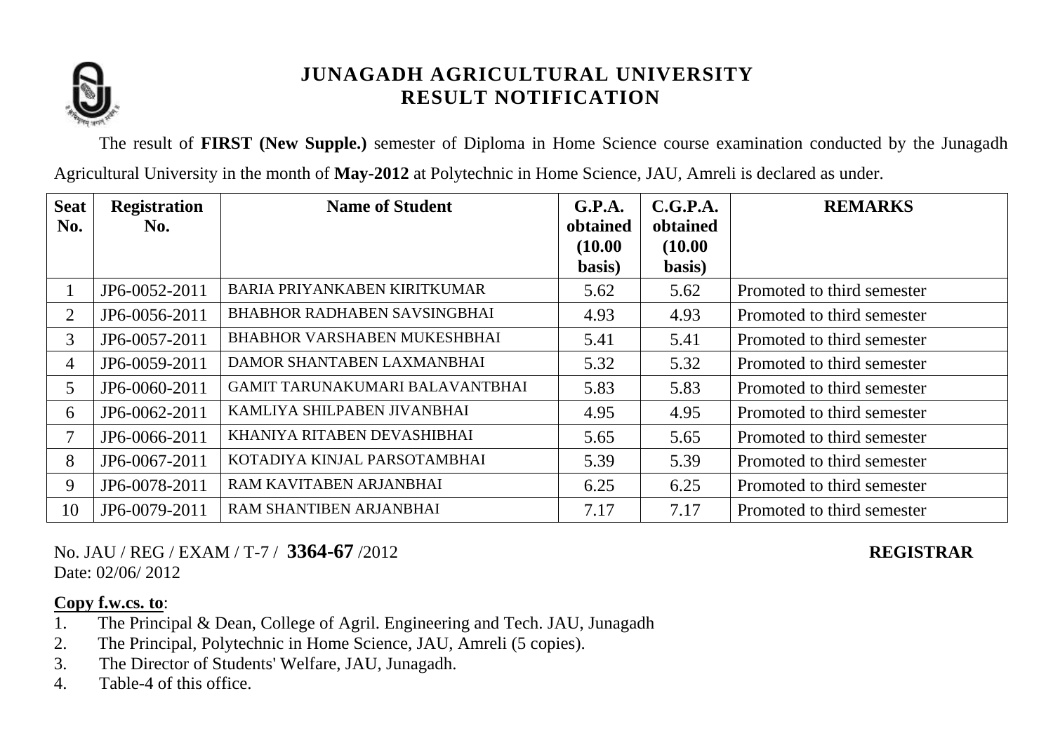# JUNAGADH AGRICULTURAL UNIVERSITY
## RESULT NOTIFICATION

The result of **FIRST (New Supple.)** semester of Diploma in Home Science course examination conducted by the Junagadh Agricultural University in the month of **May-2012** at Polytechnic in Home Science, JAU, Amreli is declared as under.

| Seat No. | Registration No. | Name of Student | G.P.A. obtained (10.00 basis) | C.G.P.A. obtained (10.00 basis) | REMARKS |
|---|---|---|---|---|---|
| 1 | JP6-0052-2011 | BARIA PRIYANKABEN KIRITKUMAR | 5.62 | 5.62 | Promoted to third semester |
| 2 | JP6-0056-2011 | BHABHOR RADHABEN SAVSINGBHAI | 4.93 | 4.93 | Promoted to third semester |
| 3 | JP6-0057-2011 | BHABHOR VARSHABEN MUKESHBHAI | 5.41 | 5.41 | Promoted to third semester |
| 4 | JP6-0059-2011 | DAMOR SHANTABEN LAXMANBHAI | 5.32 | 5.32 | Promoted to third semester |
| 5 | JP6-0060-2011 | GAMIT TARUNAKUMARI BALAVANTBHAI | 5.83 | 5.83 | Promoted to third semester |
| 6 | JP6-0062-2011 | KAMLIYA SHILPABEN JIVANBHAI | 4.95 | 4.95 | Promoted to third semester |
| 7 | JP6-0066-2011 | KHANIYA RITABEN DEVASHIBHAI | 5.65 | 5.65 | Promoted to third semester |
| 8 | JP6-0067-2011 | KOTADIYA KINJAL PARSOTAMBHAI | 5.39 | 5.39 | Promoted to third semester |
| 9 | JP6-0078-2011 | RAM KAVITABEN ARJANBHAI | 6.25 | 6.25 | Promoted to third semester |
| 10 | JP6-0079-2011 | RAM SHANTIBEN ARJANBHAI | 7.17 | 7.17 | Promoted to third semester |

No. JAU / REG / EXAM / T-7 / **3364-67** /2012
Date: 02/06/ 2012

**REGISTRAR**

**Copy f.w.cs. to**:

1. The Principal & Dean, College of Agril. Engineering and Tech. JAU, Junagadh
2. The Principal, Polytechnic in Home Science, JAU, Amreli (5 copies).
3. The Director of Students' Welfare, JAU, Junagadh.
4. Table-4 of this office.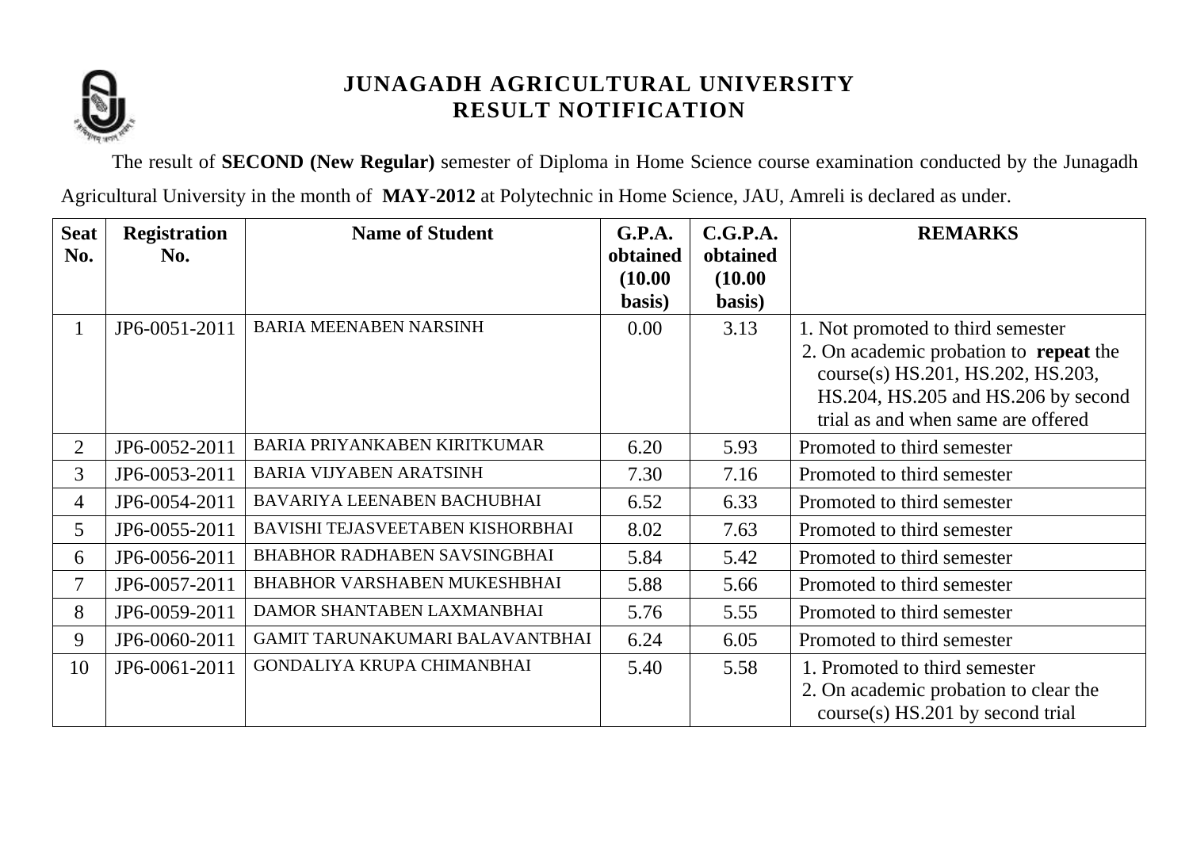# JUNAGADH AGRICULTURAL UNIVERSITY
## RESULT NOTIFICATION

The result of **SECOND (New Regular)** semester of Diploma in Home Science course examination conducted by the Junagadh Agricultural University in the month of **MAY-2012** at Polytechnic in Home Science, JAU, Amreli is declared as under.

| Seat No. | Registration No. | Name of Student | G.P.A. obtained (10.00 basis) | C.G.P.A. obtained (10.00 basis) | REMARKS |
|---|---|---|---|---|---|
| 1 | JP6-0051-2011 | BARIA MEENABEN NARSINH | 0.00 | 3.13 | 1. Not promoted to third semester 2. On academic probation to **repeat** the course(s) HS.201, HS.202, HS.203, HS.204, HS.205 and HS.206 by second trial as and when same are offered |
| 2 | JP6-0052-2011 | BARIA PRIYANKABEN KIRITKUMAR | 6.20 | 5.93 | Promoted to third semester |
| 3 | JP6-0053-2011 | BARIA VIJYABEN ARATSINH | 7.30 | 7.16 | Promoted to third semester |
| 4 | JP6-0054-2011 | BAVARIYA LEENABEN BACHUBHAI | 6.52 | 6.33 | Promoted to third semester |
| 5 | JP6-0055-2011 | BAVISHI TEJASVEETABEN KISHORBHAI | 8.02 | 7.63 | Promoted to third semester |
| 6 | JP6-0056-2011 | BHABHOR RADHABEN SAVSINGBHAI | 5.84 | 5.42 | Promoted to third semester |
| 7 | JP6-0057-2011 | BHABHOR VARSHABEN MUKESHBHAI | 5.88 | 5.66 | Promoted to third semester |
| 8 | JP6-0059-2011 | DAMOR SHANTABEN LAXMANBHAI | 5.76 | 5.55 | Promoted to third semester |
| 9 | JP6-0060-2011 | GAMIT TARUNAKUMARI BALAVANTBHAI | 6.24 | 6.05 | Promoted to third semester |
| 10 | JP6-0061-2011 | GONDALIYA KRUPA CHIMANBHAI | 5.40 | 5.58 | 1. Promoted to third semester 2. On academic probation to clear the course(s) HS.201 by second trial |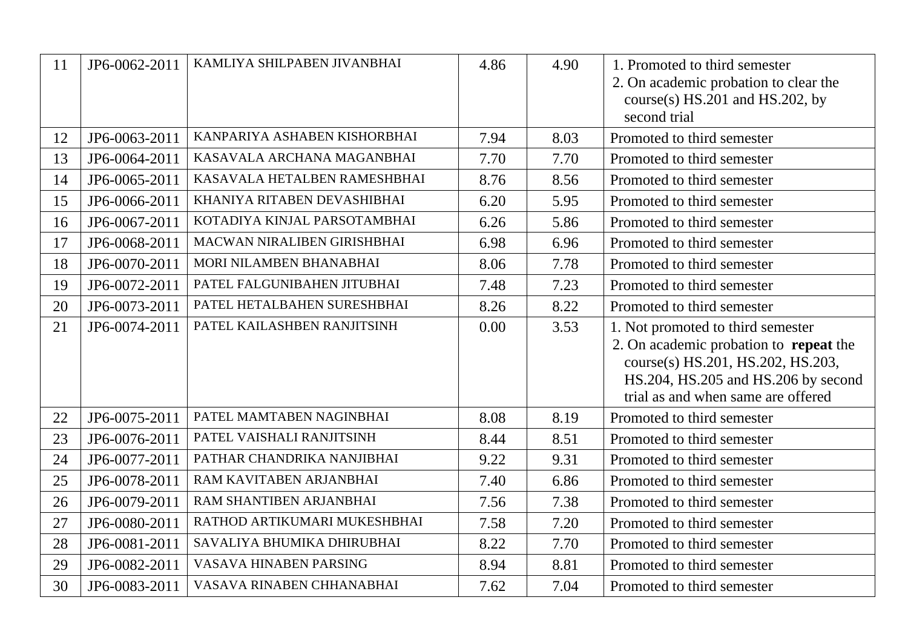| 11 | JP6-0062-2011 | KAMLIYA SHILPABEN JIVANBHAI | 4.86 | 4.90 | 1. Promoted to third semester<br>2. On academic probation to clear the course(s) HS.201 and HS.202, by second trial |
|---|---|---|---|---|---|
| 12 | JP6-0063-2011 | KANPARIYA ASHABEN KISHORBHAI | 7.94 | 8.03 | Promoted to third semester |
| 13 | JP6-0064-2011 | KASAVALA ARCHANA MAGANBHAI | 7.70 | 7.70 | Promoted to third semester |
| 14 | JP6-0065-2011 | KASAVALA HETALBEN RAMESHBHAI | 8.76 | 8.56 | Promoted to third semester |
| 15 | JP6-0066-2011 | KHANIYA RITABEN DEVASHIBHAI | 6.20 | 5.95 | Promoted to third semester |
| 16 | JP6-0067-2011 | KOTADIYA KINJAL PARSOTAMBHAI | 6.26 | 5.86 | Promoted to third semester |
| 17 | JP6-0068-2011 | MACWAN NIRALIBEN GIRISHBHAI | 6.98 | 6.96 | Promoted to third semester |
| 18 | JP6-0070-2011 | MORI NILAMBEN BHANABHAI | 8.06 | 7.78 | Promoted to third semester |
| 19 | JP6-0072-2011 | PATEL FALGUNIBAHEN JITUBHAI | 7.48 | 7.23 | Promoted to third semester |
| 20 | JP6-0073-2011 | PATEL HETALBAHEN SURESHBHAI | 8.26 | 8.22 | Promoted to third semester |
| 21 | JP6-0074-2011 | PATEL KAILASHBEN RANJITSINH | 0.00 | 3.53 | 1. Not promoted to third semester<br>2. On academic probation to **repeat** the course(s) HS.201, HS.202, HS.203, HS.204, HS.205 and HS.206 by second trial as and when same are offered |
| 22 | JP6-0075-2011 | PATEL MAMTABEN NAGINBHAI | 8.08 | 8.19 | Promoted to third semester |
| 23 | JP6-0076-2011 | PATEL VAISHALI RANJITSINH | 8.44 | 8.51 | Promoted to third semester |
| 24 | JP6-0077-2011 | PATHAR CHANDRIKA NANJIBHAI | 9.22 | 9.31 | Promoted to third semester |
| 25 | JP6-0078-2011 | RAM KAVITABEN ARJANBHAI | 7.40 | 6.86 | Promoted to third semester |
| 26 | JP6-0079-2011 | RAM SHANTIBEN ARJANBHAI | 7.56 | 7.38 | Promoted to third semester |
| 27 | JP6-0080-2011 | RATHOD ARTIKUMARI MUKESHBHAI | 7.58 | 7.20 | Promoted to third semester |
| 28 | JP6-0081-2011 | SAVALIYA BHUMIKA DHIRUBHAI | 8.22 | 7.70 | Promoted to third semester |
| 29 | JP6-0082-2011 | VASAVA HINABEN PARSING | 8.94 | 8.81 | Promoted to third semester |
| 30 | JP6-0083-2011 | VASAVA RINABEN CHHANABHAI | 7.62 | 7.04 | Promoted to third semester |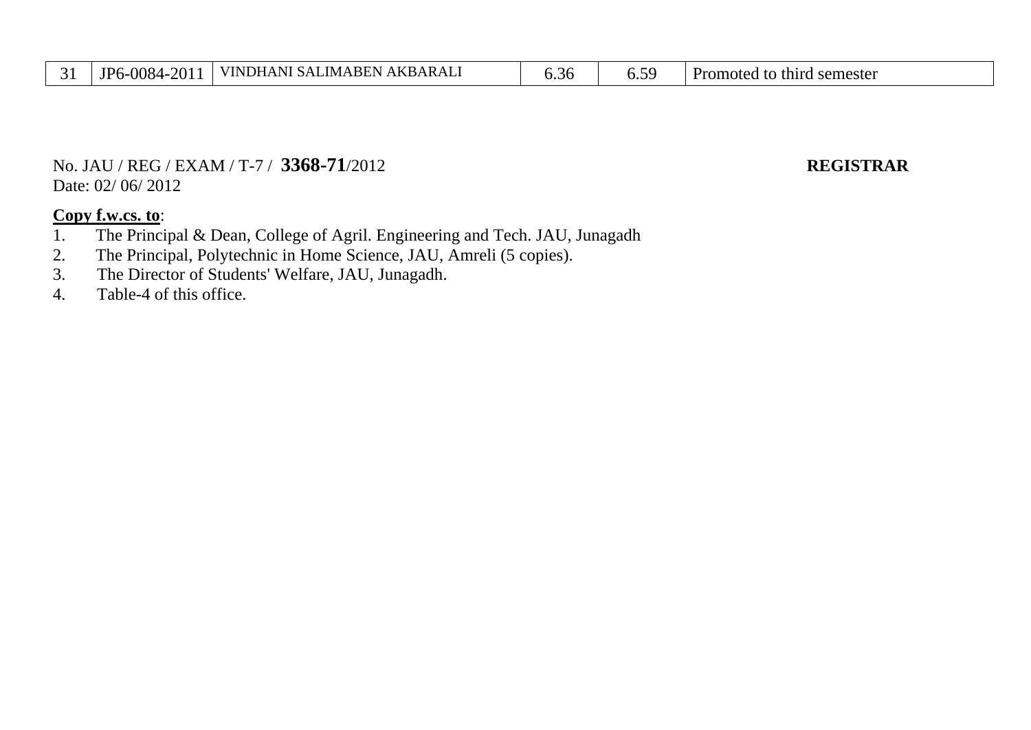| 31 | JP6-0084-2011 | VINDHANI SALIMABEN AKBARALI | 6.36 | 6.59 | Promoted to third semester |
|---|---|---|---|---|---|

No. JAU / REG / EXAM / T-7 / **3368-71**/2012 **REGISTRAR**
Date: 02/ 06/ 2012

**Copy f.w.cs. to**:

1. The Principal & Dean, College of Agril. Engineering and Tech. JAU, Junagadh
2. The Principal, Polytechnic in Home Science, JAU, Amreli (5 copies).
3. The Director of Students' Welfare, JAU, Junagadh.
4. Table-4 of this office.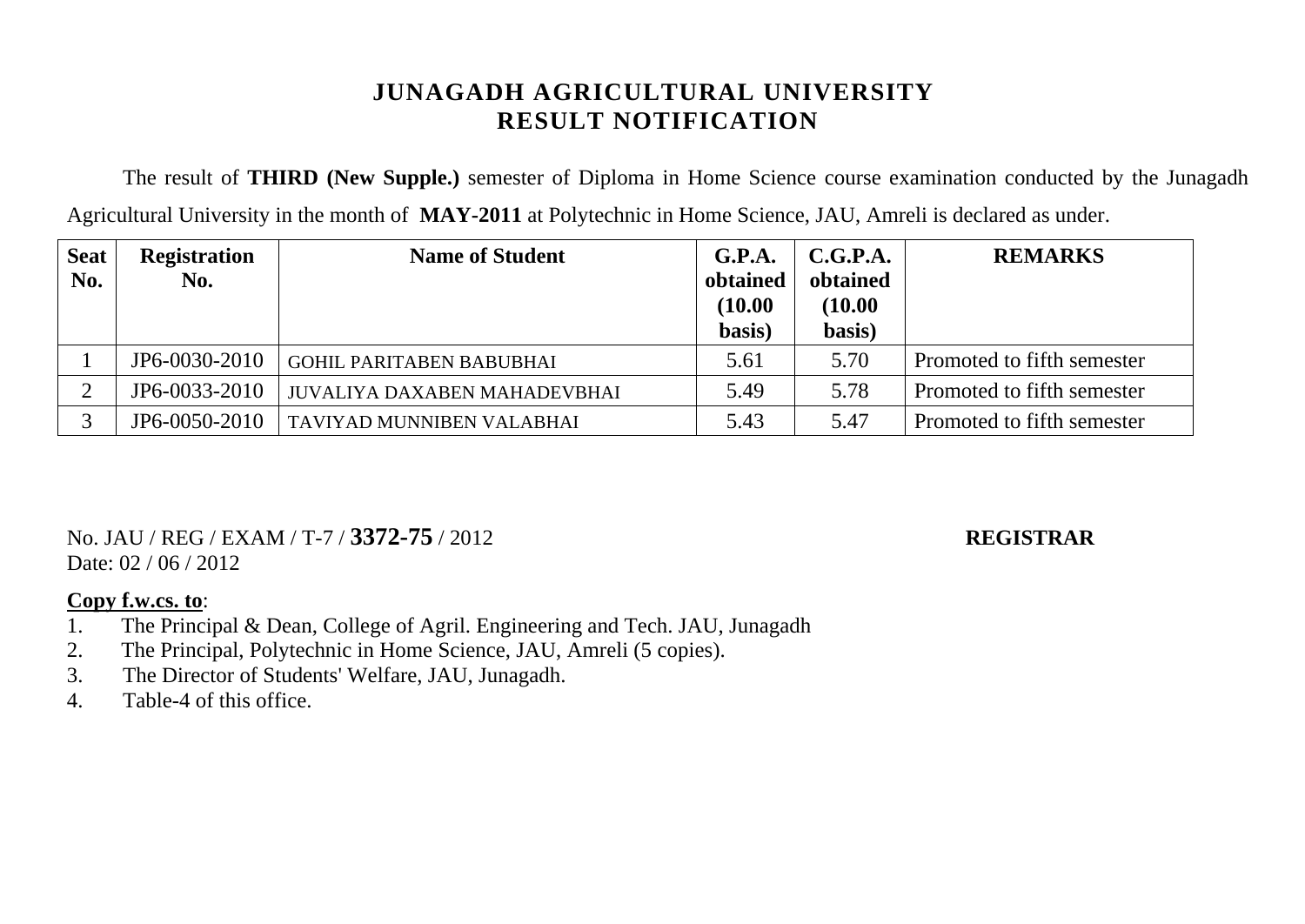# JUNAGADH AGRICULTURAL UNIVERSITY
## RESULT NOTIFICATION

The result of **THIRD (New Supple.)** semester of Diploma in Home Science course examination conducted by the Junagadh Agricultural University in the month of **MAY-2011** at Polytechnic in Home Science, JAU, Amreli is declared as under.

| Seat No. | Registration No. | Name of Student | G.P.A. obtained (10.00 basis) | C.G.P.A. obtained (10.00 basis) | REMARKS |
|---|---|---|---|---|---|
| 1 | JP6-0030-2010 | GOHIL PARITABEN BABUBHAI | 5.61 | 5.70 | Promoted to fifth semester |
| 2 | JP6-0033-2010 | JUVALIYA DAXABEN MAHADEVBHAI | 5.49 | 5.78 | Promoted to fifth semester |
| 3 | JP6-0050-2010 | TAVIYAD MUNNIBEN VALABHAI | 5.43 | 5.47 | Promoted to fifth semester |

No. JAU / REG / EXAM / T-7 / **3372-75** / 2012
Date: 02 / 06 / 2012

**REGISTRAR**

**Copy f.w.cs. to**:

1. The Principal & Dean, College of Agril. Engineering and Tech. JAU, Junagadh
2. The Principal, Polytechnic in Home Science, JAU, Amreli (5 copies).
3. The Director of Students' Welfare, JAU, Junagadh.
4. Table-4 of this office.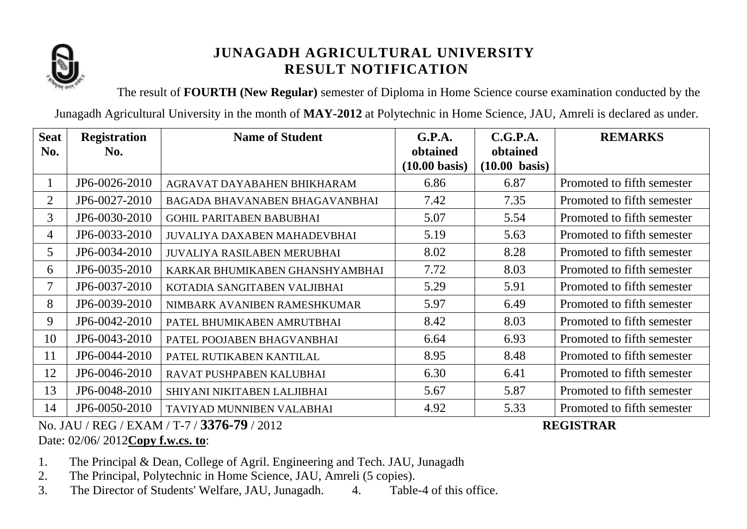# JUNAGADH AGRICULTURAL UNIVERSITY
## RESULT NOTIFICATION

The result of **FOURTH (New Regular)** semester of Diploma in Home Science course examination conducted by the Junagadh Agricultural University in the month of **MAY-2012** at Polytechnic in Home Science, JAU, Amreli is declared as under.

| Seat No. | Registration No. | Name of Student | G.P.A. obtained (10.00 basis) | C.G.P.A. obtained (10.00 basis) | REMARKS |
|---|---|---|---|---|---|
| 1 | JP6-0026-2010 | AGRAVAT DAYABAHEN BHIKHARAM | 6.86 | 6.87 | Promoted to fifth semester |
| 2 | JP6-0027-2010 | BAGADA BHAVANABEN BHAGAVANBHAI | 7.42 | 7.35 | Promoted to fifth semester |
| 3 | JP6-0030-2010 | GOHIL PARITABEN BABUBHAI | 5.07 | 5.54 | Promoted to fifth semester |
| 4 | JP6-0033-2010 | JUVALIYA DAXABEN MAHADEVBHAI | 5.19 | 5.63 | Promoted to fifth semester |
| 5 | JP6-0034-2010 | JUVALIYA RASILABEN MERUBHAI | 8.02 | 8.28 | Promoted to fifth semester |
| 6 | JP6-0035-2010 | KARKAR BHUMIKABEN GHANSHYAMBHAI | 7.72 | 8.03 | Promoted to fifth semester |
| 7 | JP6-0037-2010 | KOTADIA SANGITABEN VALJIBHAI | 5.29 | 5.91 | Promoted to fifth semester |
| 8 | JP6-0039-2010 | NIMBARK AVANIBEN RAMESHKUMAR | 5.97 | 6.49 | Promoted to fifth semester |
| 9 | JP6-0042-2010 | PATEL BHUMIKABEN AMRUTBHAI | 8.42 | 8.03 | Promoted to fifth semester |
| 10 | JP6-0043-2010 | PATEL POOJABEN BHAGVANBHAI | 6.64 | 6.93 | Promoted to fifth semester |
| 11 | JP6-0044-2010 | PATEL RUTIKABEN KANTILAL | 8.95 | 8.48 | Promoted to fifth semester |
| 12 | JP6-0046-2010 | RAVAT PUSHPABEN KALUBHAI | 6.30 | 6.41 | Promoted to fifth semester |
| 13 | JP6-0048-2010 | SHIYANI NIKITABEN LALJIBHAI | 5.67 | 5.87 | Promoted to fifth semester |
| 14 | JP6-0050-2010 | TAVIYAD MUNNIBEN VALABHAI | 4.92 | 5.33 | Promoted to fifth semester |

No. JAU / REG / EXAM / T-7 / **3376-79** / 2012 **REGISTRAR**

Date: 02/06/ 2012 **Copy f.w.cs. to**:

1. The Principal & Dean, College of Agril. Engineering and Tech. JAU, Junagadh
2. The Principal, Polytechnic in Home Science, JAU, Amreli (5 copies).
3. The Director of Students' Welfare, JAU, Junagadh.
4. Table-4 of this office.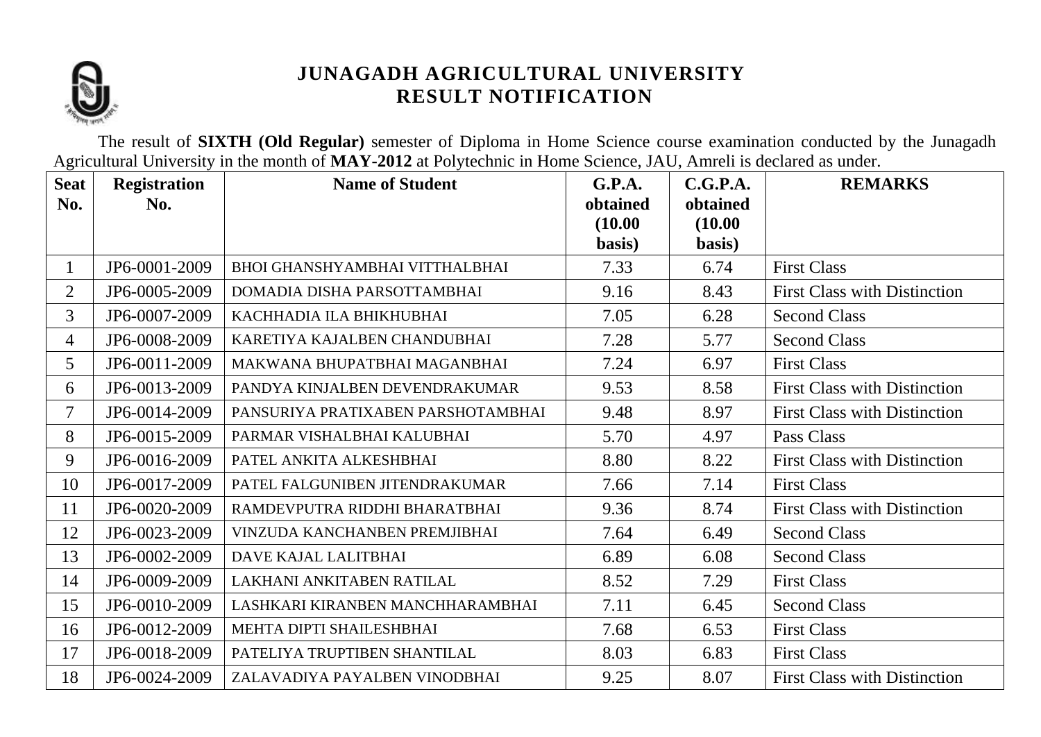# JUNAGADH AGRICULTURAL UNIVERSITY
## RESULT NOTIFICATION

The result of **SIXTH (Old Regular)** semester of Diploma in Home Science course examination conducted by the Junagadh Agricultural University in the month of **MAY-2012** at Polytechnic in Home Science, JAU, Amreli is declared as under.

| Seat No. | Registration No. | Name of Student | G.P.A. obtained (10.00 basis) | C.G.P.A. obtained (10.00 basis) | REMARKS |
|---|---|---|---|---|---|
| 1 | JP6-0001-2009 | BHOI GHANSHYAMBHAI VITTHALBHAI | 7.33 | 6.74 | First Class |
| 2 | JP6-0005-2009 | DOMADIA DISHA PARSOTTAMBHAI | 9.16 | 8.43 | First Class with Distinction |
| 3 | JP6-0007-2009 | KACHHADIA ILA BHIKHUBHAI | 7.05 | 6.28 | Second Class |
| 4 | JP6-0008-2009 | KARETIYA KAJALBEN CHANDUBHAI | 7.28 | 5.77 | Second Class |
| 5 | JP6-0011-2009 | MAKWANA BHUPATBHAI MAGANBHAI | 7.24 | 6.97 | First Class |
| 6 | JP6-0013-2009 | PANDYA KINJALBEN DEVENDRAKUMAR | 9.53 | 8.58 | First Class with Distinction |
| 7 | JP6-0014-2009 | PANSURIYA PRATIXABEN PARSHOTAMBHAI | 9.48 | 8.97 | First Class with Distinction |
| 8 | JP6-0015-2009 | PARMAR VISHALBHAI KALUBHAI | 5.70 | 4.97 | Pass Class |
| 9 | JP6-0016-2009 | PATEL ANKITA ALKESHBHAI | 8.80 | 8.22 | First Class with Distinction |
| 10 | JP6-0017-2009 | PATEL FALGUNIBEN JITENDRAKUMAR | 7.66 | 7.14 | First Class |
| 11 | JP6-0020-2009 | RAMDEVPUTRA RIDDHI BHARATBHAI | 9.36 | 8.74 | First Class with Distinction |
| 12 | JP6-0023-2009 | VINZUDA KANCHANBEN PREMJIBHAI | 7.64 | 6.49 | Second Class |
| 13 | JP6-0002-2009 | DAVE KAJAL LALITBHAI | 6.89 | 6.08 | Second Class |
| 14 | JP6-0009-2009 | LAKHANI ANKITABEN RATILAL | 8.52 | 7.29 | First Class |
| 15 | JP6-0010-2009 | LASHKARI KIRANBEN MANCHHARAMBHAI | 7.11 | 6.45 | Second Class |
| 16 | JP6-0012-2009 | MEHTA DIPTI SHAILESHBHAI | 7.68 | 6.53 | First Class |
| 17 | JP6-0018-2009 | PATELIYA TRUPTIBEN SHANTILAL | 8.03 | 6.83 | First Class |
| 18 | JP6-0024-2009 | ZALAVADIYA PAYALBEN VINODBHAI | 9.25 | 8.07 | First Class with Distinction |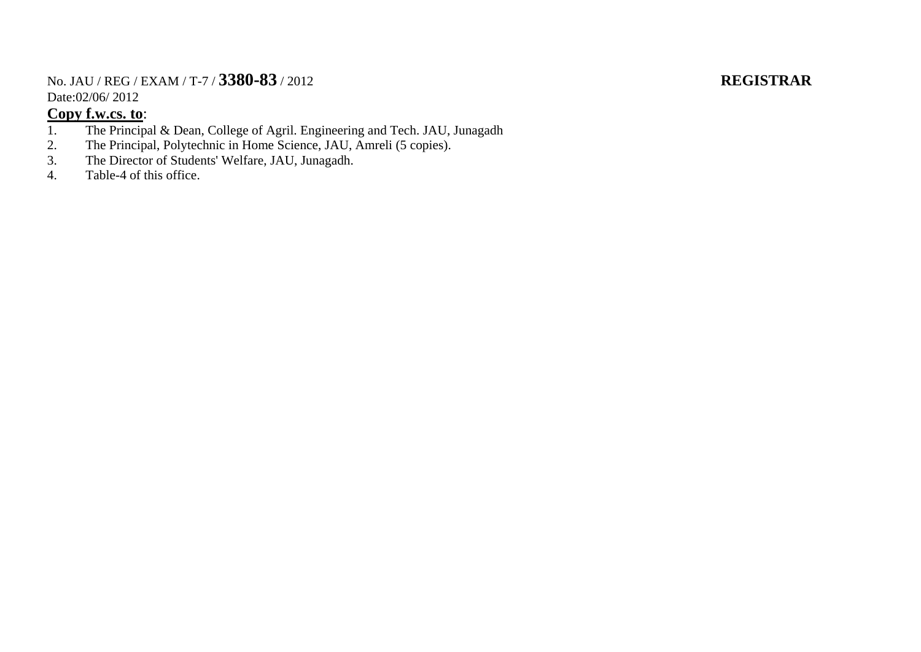No. JAU / REG / EXAM / T-7 / **3380-83** / 2012 **REGISTRAR**

Date:02/06/ 2012

**Copy f.w.cs. to**:

1. The Principal & Dean, College of Agril. Engineering and Tech. JAU, Junagadh
2. The Principal, Polytechnic in Home Science, JAU, Amreli (5 copies).
3. The Director of Students' Welfare, JAU, Junagadh.
4. Table-4 of this office.